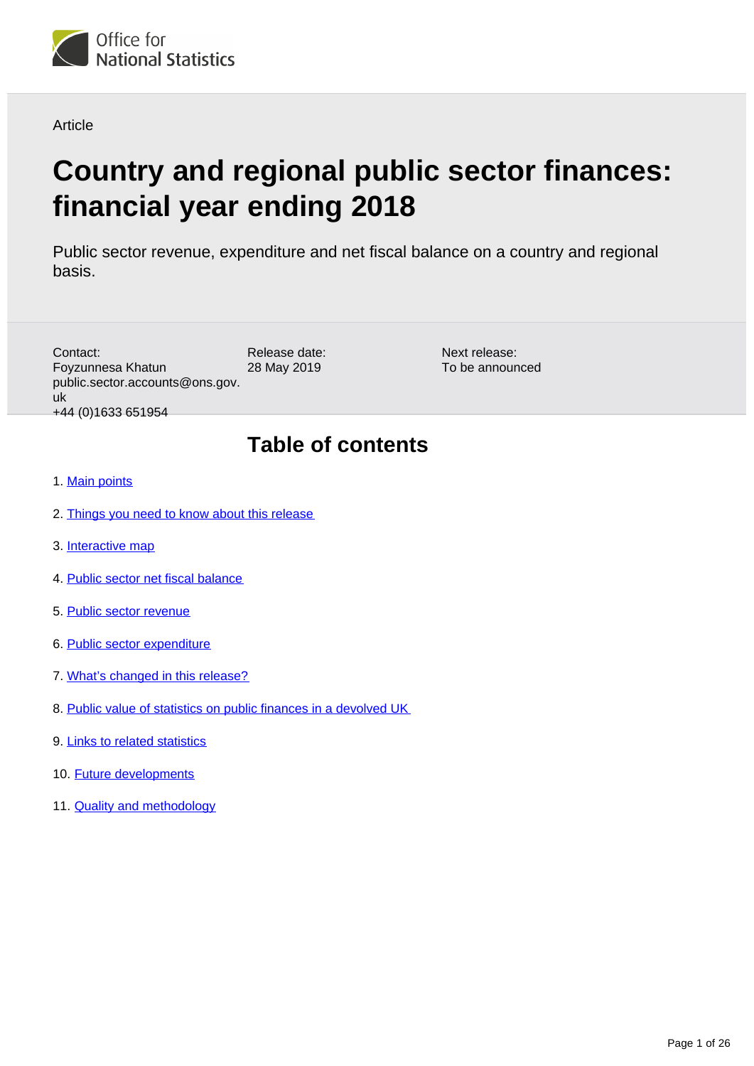Office for National Statistics

Article

# Country and regional public sector finances: financial year ending 2018

Public sector revenue, expenditure and net fiscal balance on a country and regional basis.

Contact:
Foyzunnesa Khatun
public.sector.accounts@ons.gov.uk
+44 (0)1633 651954

Release date:
28 May 2019

Next release:
To be announced

## Table of contents

1. Main points
2. Things you need to know about this release
3. Interactive map
4. Public sector net fiscal balance
5. Public sector revenue
6. Public sector expenditure
7. What's changed in this release?
8. Public value of statistics on public finances in a devolved UK
9. Links to related statistics
10. Future developments
11. Quality and methodology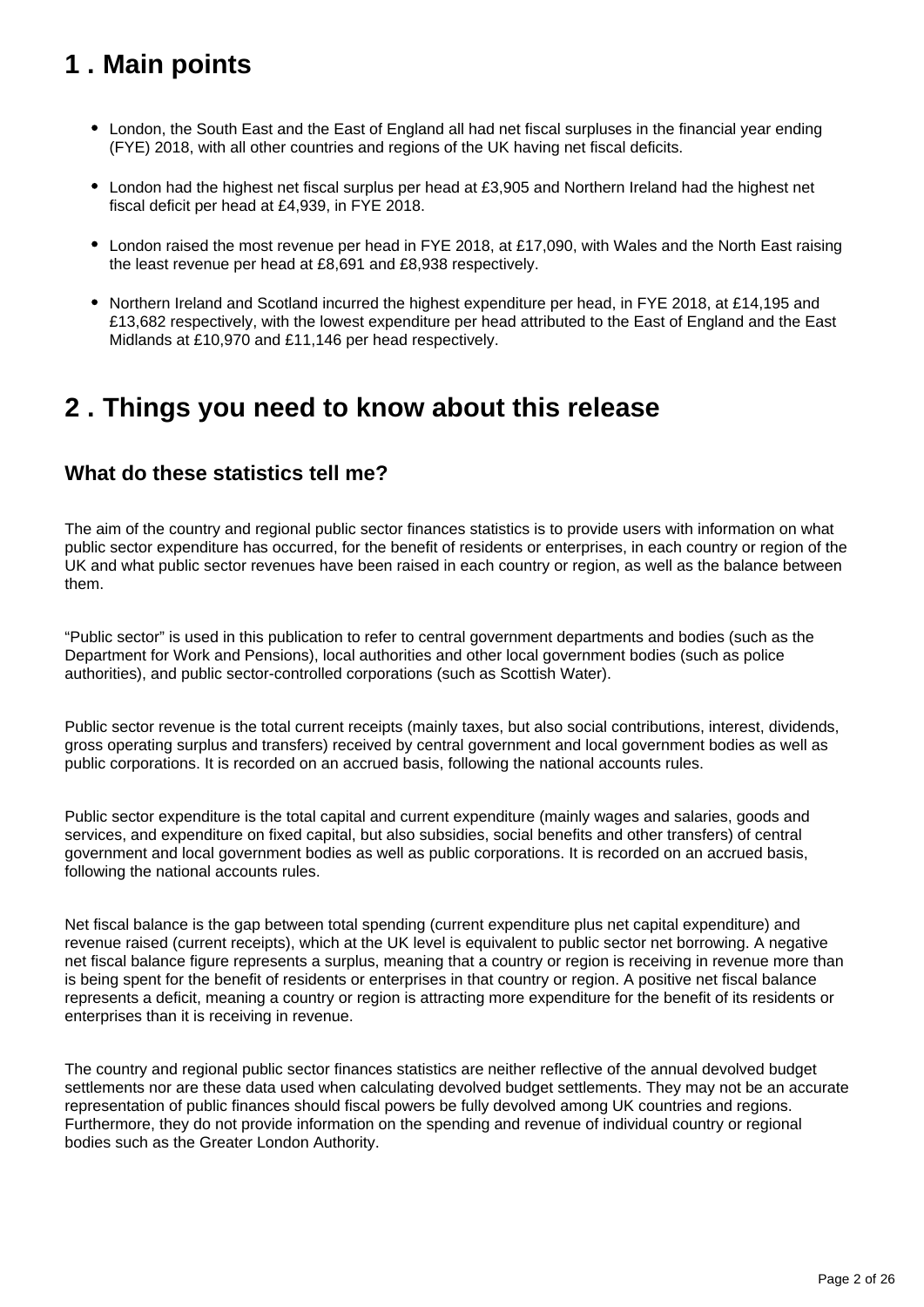## 1 . Main points

- London, the South East and the East of England all had net fiscal surpluses in the financial year ending (FYE) 2018, with all other countries and regions of the UK having net fiscal deficits.
- London had the highest net fiscal surplus per head at £3,905 and Northern Ireland had the highest net fiscal deficit per head at £4,939, in FYE 2018.
- London raised the most revenue per head in FYE 2018, at £17,090, with Wales and the North East raising the least revenue per head at £8,691 and £8,938 respectively.
- Northern Ireland and Scotland incurred the highest expenditure per head, in FYE 2018, at £14,195 and £13,682 respectively, with the lowest expenditure per head attributed to the East of England and the East Midlands at £10,970 and £11,146 per head respectively.

## 2 . Things you need to know about this release

### What do these statistics tell me?

The aim of the country and regional public sector finances statistics is to provide users with information on what public sector expenditure has occurred, for the benefit of residents or enterprises, in each country or region of the UK and what public sector revenues have been raised in each country or region, as well as the balance between them.

“Public sector” is used in this publication to refer to central government departments and bodies (such as the Department for Work and Pensions), local authorities and other local government bodies (such as police authorities), and public sector-controlled corporations (such as Scottish Water).

Public sector revenue is the total current receipts (mainly taxes, but also social contributions, interest, dividends, gross operating surplus and transfers) received by central government and local government bodies as well as public corporations. It is recorded on an accrued basis, following the national accounts rules.

Public sector expenditure is the total capital and current expenditure (mainly wages and salaries, goods and services, and expenditure on fixed capital, but also subsidies, social benefits and other transfers) of central government and local government bodies as well as public corporations. It is recorded on an accrued basis, following the national accounts rules.

Net fiscal balance is the gap between total spending (current expenditure plus net capital expenditure) and revenue raised (current receipts), which at the UK level is equivalent to public sector net borrowing. A negative net fiscal balance figure represents a surplus, meaning that a country or region is receiving in revenue more than is being spent for the benefit of residents or enterprises in that country or region. A positive net fiscal balance represents a deficit, meaning a country or region is attracting more expenditure for the benefit of its residents or enterprises than it is receiving in revenue.

The country and regional public sector finances statistics are neither reflective of the annual devolved budget settlements nor are these data used when calculating devolved budget settlements. They may not be an accurate representation of public finances should fiscal powers be fully devolved among UK countries and regions. Furthermore, they do not provide information on the spending and revenue of individual country or regional bodies such as the Greater London Authority.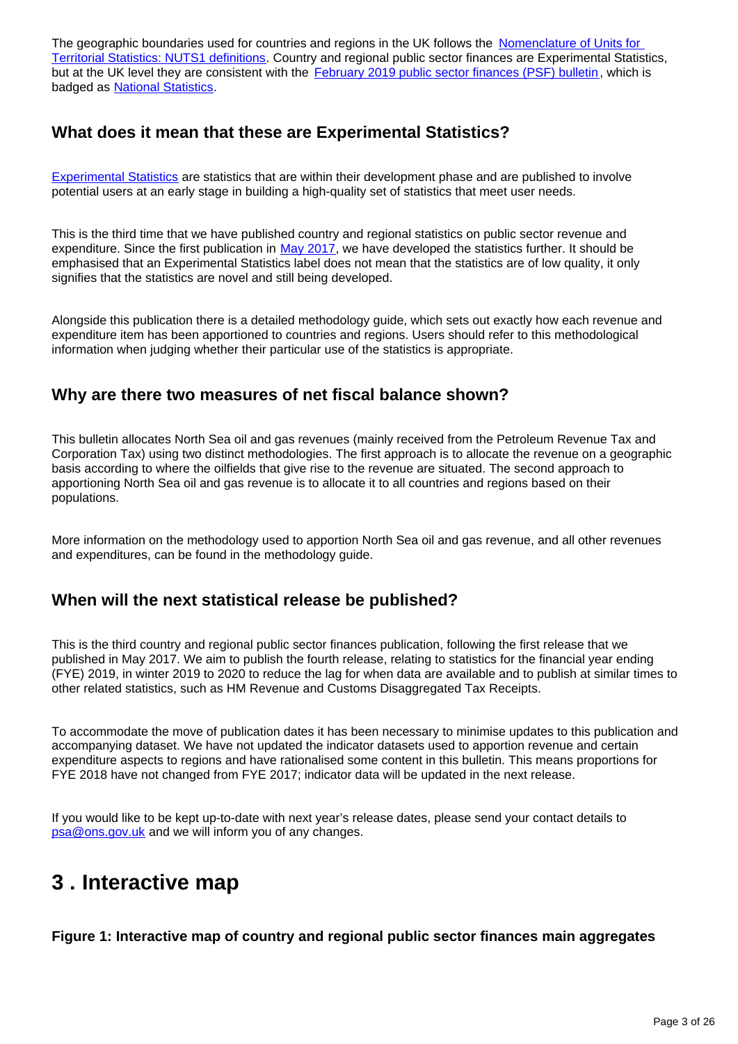The geographic boundaries used for countries and regions in the UK follows the [Nomenclature of Units for Territorial Statistics: NUTS1 definitions](). Country and regional public sector finances are Experimental Statistics, but at the UK level they are consistent with the [February 2019 public sector finances (PSF) bulletin](), which is badged as [National Statistics]().

### What does it mean that these are Experimental Statistics?

[Experimental Statistics]() are statistics that are within their development phase and are published to involve potential users at an early stage in building a high-quality set of statistics that meet user needs.

This is the third time that we have published country and regional statistics on public sector revenue and expenditure. Since the first publication in [May 2017](), we have developed the statistics further. It should be emphasised that an Experimental Statistics label does not mean that the statistics are of low quality, it only signifies that the statistics are novel and still being developed.

Alongside this publication there is a detailed methodology guide, which sets out exactly how each revenue and expenditure item has been apportioned to countries and regions. Users should refer to this methodological information when judging whether their particular use of the statistics is appropriate.

### Why are there two measures of net fiscal balance shown?

This bulletin allocates North Sea oil and gas revenues (mainly received from the Petroleum Revenue Tax and Corporation Tax) using two distinct methodologies. The first approach is to allocate the revenue on a geographic basis according to where the oilfields that give rise to the revenue are situated. The second approach to apportioning North Sea oil and gas revenue is to allocate it to all countries and regions based on their populations.

More information on the methodology used to apportion North Sea oil and gas revenue, and all other revenues and expenditures, can be found in the methodology guide.

### When will the next statistical release be published?

This is the third country and regional public sector finances publication, following the first release that we published in May 2017. We aim to publish the fourth release, relating to statistics for the financial year ending (FYE) 2019, in winter 2019 to 2020 to reduce the lag for when data are available and to publish at similar times to other related statistics, such as HM Revenue and Customs Disaggregated Tax Receipts.

To accommodate the move of publication dates it has been necessary to minimise updates to this publication and accompanying dataset. We have not updated the indicator datasets used to apportion revenue and certain expenditure aspects to regions and have rationalised some content in this bulletin. This means proportions for FYE 2018 have not changed from FYE 2017; indicator data will be updated in the next release.

If you would like to be kept up-to-date with next year's release dates, please send your contact details to [psa@ons.gov.uk]() and we will inform you of any changes.

## 3 . Interactive map

**Figure 1: Interactive map of country and regional public sector finances main aggregates**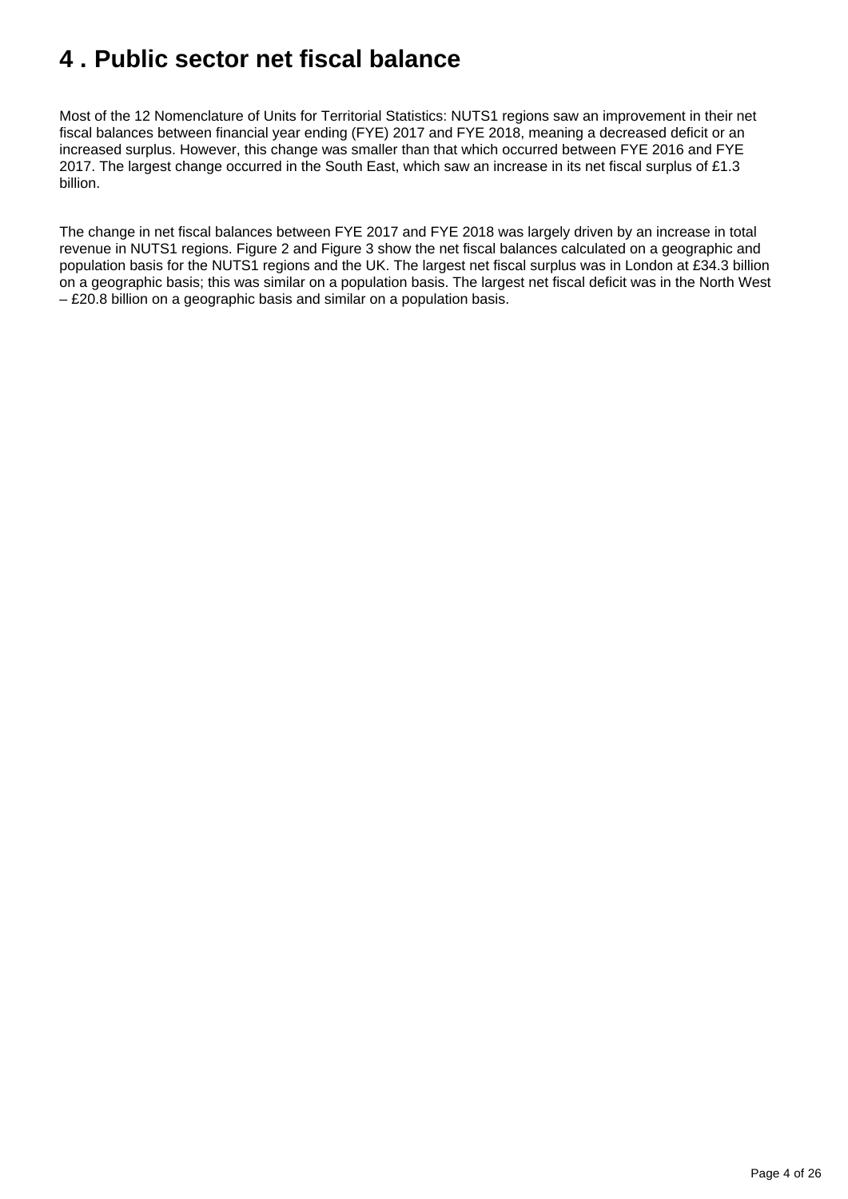# 4 . Public sector net fiscal balance

Most of the 12 Nomenclature of Units for Territorial Statistics: NUTS1 regions saw an improvement in their net fiscal balances between financial year ending (FYE) 2017 and FYE 2018, meaning a decreased deficit or an increased surplus. However, this change was smaller than that which occurred between FYE 2016 and FYE 2017. The largest change occurred in the South East, which saw an increase in its net fiscal surplus of £1.3 billion.

The change in net fiscal balances between FYE 2017 and FYE 2018 was largely driven by an increase in total revenue in NUTS1 regions. Figure 2 and Figure 3 show the net fiscal balances calculated on a geographic and population basis for the NUTS1 regions and the UK. The largest net fiscal surplus was in London at £34.3 billion on a geographic basis; this was similar on a population basis. The largest net fiscal deficit was in the North West – £20.8 billion on a geographic basis and similar on a population basis.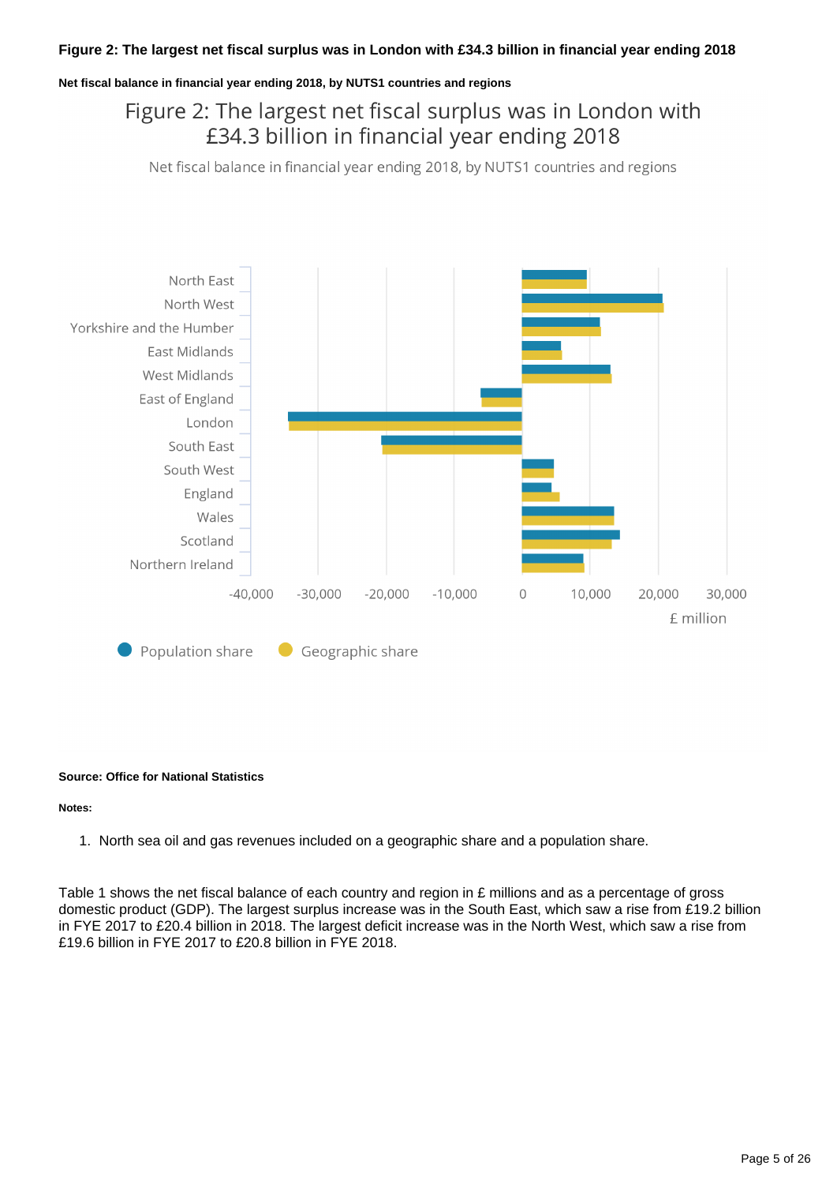**Figure 2: The largest net fiscal surplus was in London with £34.3 billion in financial year ending 2018**

**Net fiscal balance in financial year ending 2018, by NUTS1 countries and regions**

**Source: Office for National Statistics**

**Notes:**

1. North sea oil and gas revenues included on a geographic share and a population share.

Table 1 shows the net fiscal balance of each country and region in £ millions and as a percentage of gross domestic product (GDP). The largest surplus increase was in the South East, which saw a rise from £19.2 billion in FYE 2017 to £20.4 billion in 2018. The largest deficit increase was in the North West, which saw a rise from £19.6 billion in FYE 2017 to £20.8 billion in FYE 2018.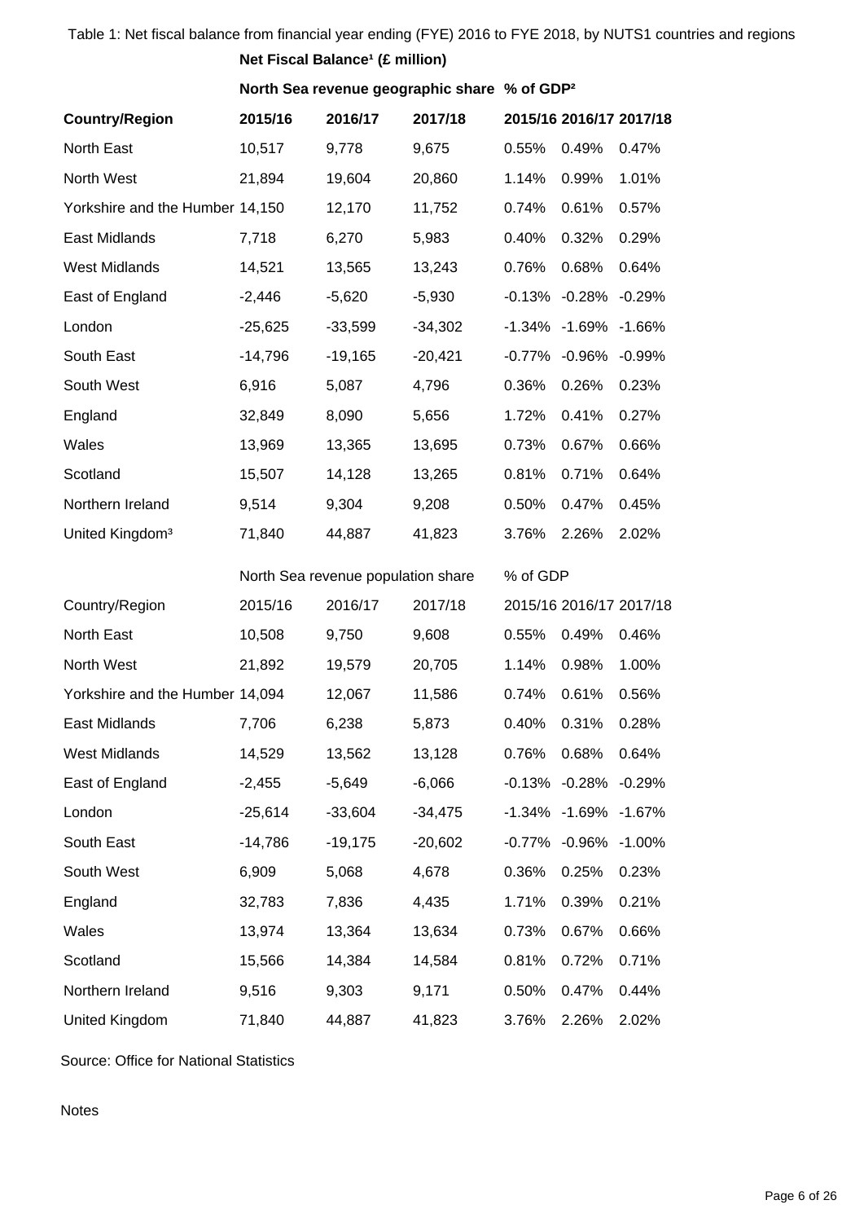Table 1: Net fiscal balance from financial year ending (FYE) 2016 to FYE 2018, by NUTS1 countries and regions

| | **Net Fiscal Balance[1] (£ million)** | | | | | |
|---|---|---|---|---|---|---|
| | **North Sea revenue geographic share** | | | **% of GDP[2]** | | |
| **Country/Region** | **2015/16** | **2016/17** | **2017/18** | **2015/16** | **2016/17** | **2017/18** |
| North East | 10,517 | 9,778 | 9,675 | 0.55% | 0.49% | 0.47% |
| North West | 21,894 | 19,604 | 20,860 | 1.14% | 0.99% | 1.01% |
| Yorkshire and the Humber | 14,150 | 12,170 | 11,752 | 0.74% | 0.61% | 0.57% |
| East Midlands | 7,718 | 6,270 | 5,983 | 0.40% | 0.32% | 0.29% |
| West Midlands | 14,521 | 13,565 | 13,243 | 0.76% | 0.68% | 0.64% |
| East of England | -2,446 | -5,620 | -5,930 | -0.13% | -0.28% | -0.29% |
| London | -25,625 | -33,599 | -34,302 | -1.34% | -1.69% | -1.66% |
| South East | -14,796 | -19,165 | -20,421 | -0.77% | -0.96% | -0.99% |
| South West | 6,916 | 5,087 | 4,796 | 0.36% | 0.26% | 0.23% |
| England | 32,849 | 8,090 | 5,656 | 1.72% | 0.41% | 0.27% |
| Wales | 13,969 | 13,365 | 13,695 | 0.73% | 0.67% | 0.66% |
| Scotland | 15,507 | 14,128 | 13,265 | 0.81% | 0.71% | 0.64% |
| Northern Ireland | 9,514 | 9,304 | 9,208 | 0.50% | 0.47% | 0.45% |
| United Kingdom[3] | 71,840 | 44,887 | 41,823 | 3.76% | 2.26% | 2.02% |
| | North Sea revenue population share | | | % of GDP | | |
| Country/Region | 2015/16 | 2016/17 | 2017/18 | 2015/16 | 2016/17 | 2017/18 |
| North East | 10,508 | 9,750 | 9,608 | 0.55% | 0.49% | 0.46% |
| North West | 21,892 | 19,579 | 20,705 | 1.14% | 0.98% | 1.00% |
| Yorkshire and the Humber | 14,094 | 12,067 | 11,586 | 0.74% | 0.61% | 0.56% |
| East Midlands | 7,706 | 6,238 | 5,873 | 0.40% | 0.31% | 0.28% |
| West Midlands | 14,529 | 13,562 | 13,128 | 0.76% | 0.68% | 0.64% |
| East of England | -2,455 | -5,649 | -6,066 | -0.13% | -0.28% | -0.29% |
| London | -25,614 | -33,604 | -34,475 | -1.34% | -1.69% | -1.67% |
| South East | -14,786 | -19,175 | -20,602 | -0.77% | -0.96% | -1.00% |
| South West | 6,909 | 5,068 | 4,678 | 0.36% | 0.25% | 0.23% |
| England | 32,783 | 7,836 | 4,435 | 1.71% | 0.39% | 0.21% |
| Wales | 13,974 | 13,364 | 13,634 | 0.73% | 0.67% | 0.66% |
| Scotland | 15,566 | 14,384 | 14,584 | 0.81% | 0.72% | 0.71% |
| Northern Ireland | 9,516 | 9,303 | 9,171 | 0.50% | 0.47% | 0.44% |
| United Kingdom | 71,840 | 44,887 | 41,823 | 3.76% | 2.26% | 2.02% |

Source: Office for National Statistics

Notes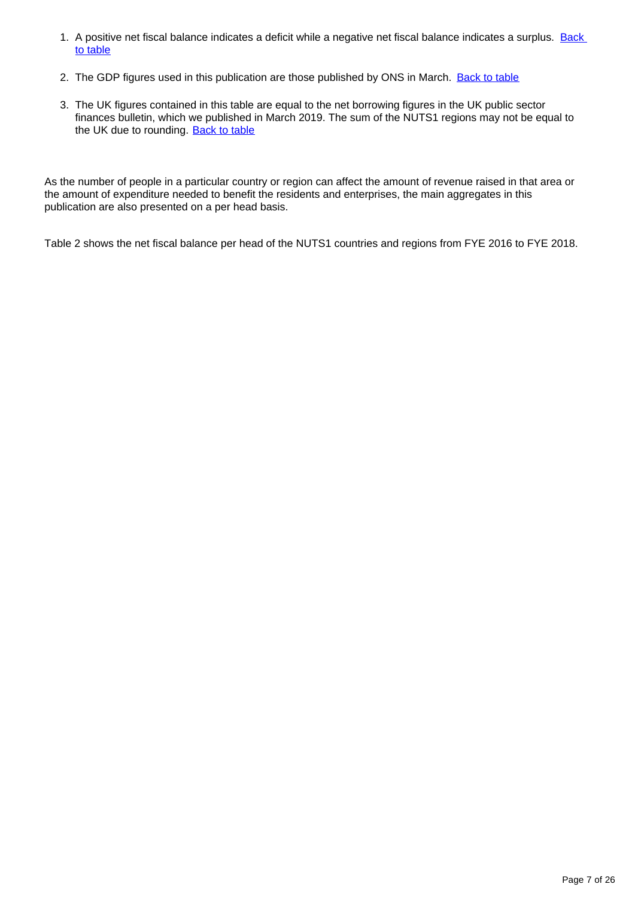1. A positive net fiscal balance indicates a deficit while a negative net fiscal balance indicates a surplus. Back to table

2. The GDP figures used in this publication are those published by ONS in March. Back to table

3. The UK figures contained in this table are equal to the net borrowing figures in the UK public sector finances bulletin, which we published in March 2019. The sum of the NUTS1 regions may not be equal to the UK due to rounding. Back to table

As the number of people in a particular country or region can affect the amount of revenue raised in that area or the amount of expenditure needed to benefit the residents and enterprises, the main aggregates in this publication are also presented on a per head basis.

Table 2 shows the net fiscal balance per head of the NUTS1 countries and regions from FYE 2016 to FYE 2018.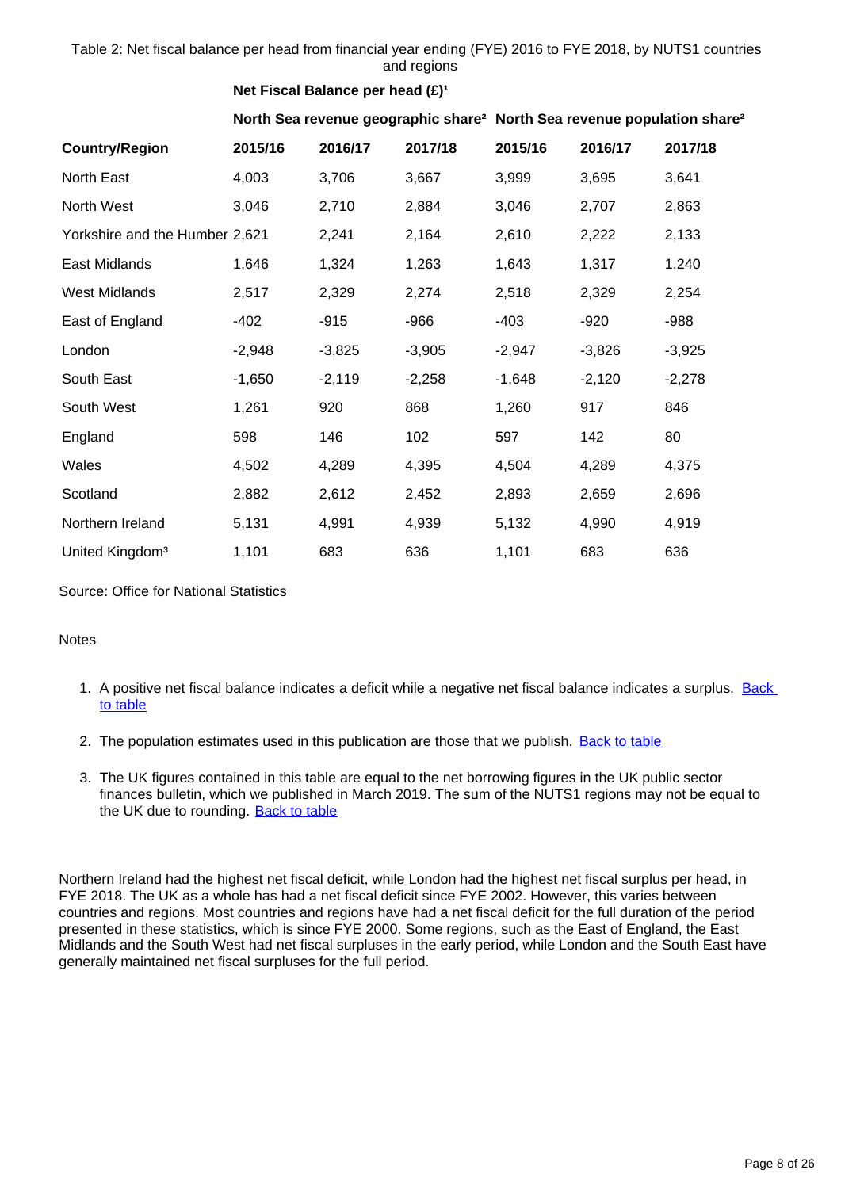Table 2: Net fiscal balance per head from financial year ending (FYE) 2016 to FYE 2018, by NUTS1 countries and regions

| | Net Fiscal Balance per head (£)[1] | | | | | |
|---|---|---|---|---|---|---|
| | North Sea revenue geographic share[2] | | | North Sea revenue population share[2] | | |
| **Country/Region** | **2015/16** | **2016/17** | **2017/18** | **2015/16** | **2016/17** | **2017/18** |
| North East | 4,003 | 3,706 | 3,667 | 3,999 | 3,695 | 3,641 |
| North West | 3,046 | 2,710 | 2,884 | 3,046 | 2,707 | 2,863 |
| Yorkshire and the Humber | 2,621 | 2,241 | 2,164 | 2,610 | 2,222 | 2,133 |
| East Midlands | 1,646 | 1,324 | 1,263 | 1,643 | 1,317 | 1,240 |
| West Midlands | 2,517 | 2,329 | 2,274 | 2,518 | 2,329 | 2,254 |
| East of England | -402 | -915 | -966 | -403 | -920 | -988 |
| London | -2,948 | -3,825 | -3,905 | -2,947 | -3,826 | -3,925 |
| South East | -1,650 | -2,119 | -2,258 | -1,648 | -2,120 | -2,278 |
| South West | 1,261 | 920 | 868 | 1,260 | 917 | 846 |
| England | 598 | 146 | 102 | 597 | 142 | 80 |
| Wales | 4,502 | 4,289 | 4,395 | 4,504 | 4,289 | 4,375 |
| Scotland | 2,882 | 2,612 | 2,452 | 2,893 | 2,659 | 2,696 |
| Northern Ireland | 5,131 | 4,991 | 4,939 | 5,132 | 4,990 | 4,919 |
| United Kingdom[3] | 1,101 | 683 | 636 | 1,101 | 683 | 636 |

Source: Office for National Statistics

Notes

1. A positive net fiscal balance indicates a deficit while a negative net fiscal balance indicates a surplus. Back to table
2. The population estimates used in this publication are those that we publish. Back to table
3. The UK figures contained in this table are equal to the net borrowing figures in the UK public sector finances bulletin, which we published in March 2019. The sum of the NUTS1 regions may not be equal to the UK due to rounding. Back to table

Northern Ireland had the highest net fiscal deficit, while London had the highest net fiscal surplus per head, in FYE 2018. The UK as a whole has had a net fiscal deficit since FYE 2002. However, this varies between countries and regions. Most countries and regions have had a net fiscal deficit for the full duration of the period presented in these statistics, which is since FYE 2000. Some regions, such as the East of England, the East Midlands and the South West had net fiscal surpluses in the early period, while London and the South East have generally maintained net fiscal surpluses for the full period.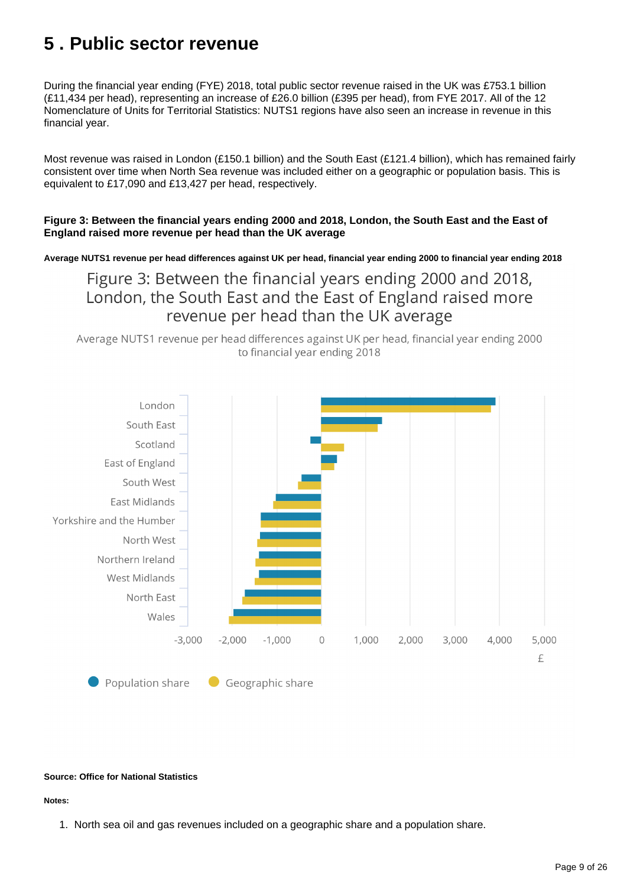# 5 . Public sector revenue

During the financial year ending (FYE) 2018, total public sector revenue raised in the UK was £753.1 billion (£11,434 per head), representing an increase of £26.0 billion (£395 per head), from FYE 2017. All of the 12 Nomenclature of Units for Territorial Statistics: NUTS1 regions have also seen an increase in revenue in this financial year.

Most revenue was raised in London (£150.1 billion) and the South East (£121.4 billion), which has remained fairly consistent over time when North Sea revenue was included either on a geographic or population basis. This is equivalent to £17,090 and £13,427 per head, respectively.

**Figure 3: Between the financial years ending 2000 and 2018, London, the South East and the East of England raised more revenue per head than the UK average**

**Average NUTS1 revenue per head differences against UK per head, financial year ending 2000 to financial year ending 2018**

Figure 3: Between the financial years ending 2000 and 2018, London, the South East and the East of England raised more revenue per head than the UK average

Average NUTS1 revenue per head differences against UK per head, financial year ending 2000 to financial year ending 2018

London, South East, Scotland, East of England, South West, East Midlands, Yorkshire and the Humber, North West, Northern Ireland, West Midlands, North East, Wales

-3,000, -2,000, -1,000, 0, 1,000, 2,000, 3,000, 4,000, 5,000

£

Population share    Geographic share

**Source: Office for National Statistics**

**Notes:**

1. North sea oil and gas revenues included on a geographic share and a population share.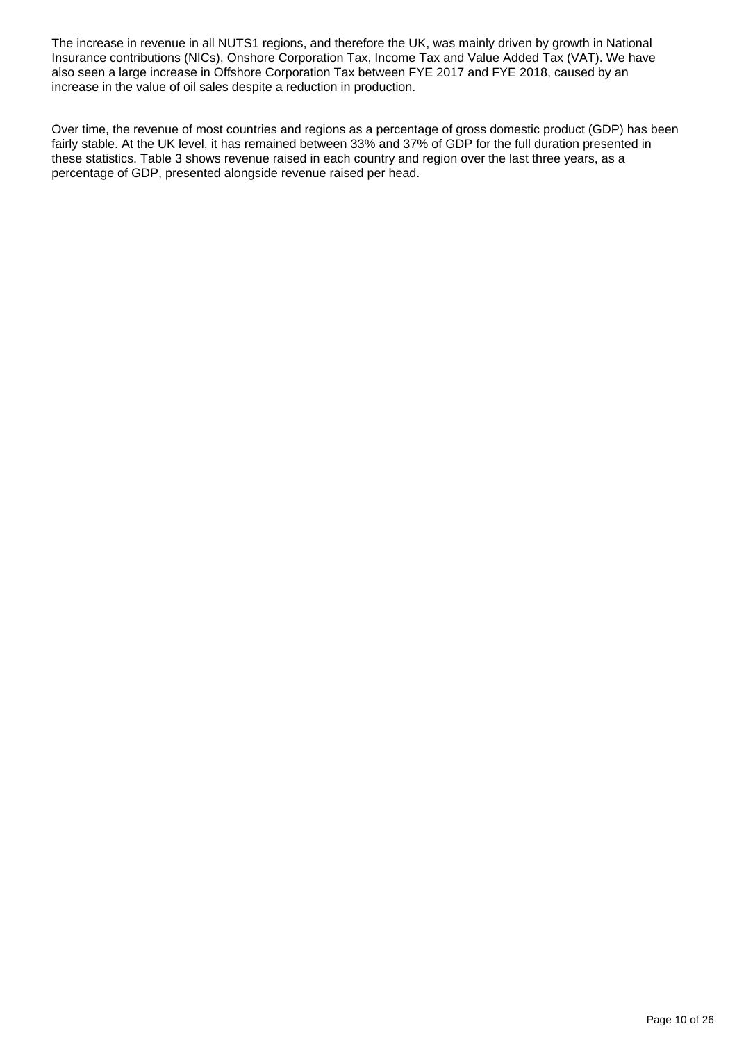The increase in revenue in all NUTS1 regions, and therefore the UK, was mainly driven by growth in National Insurance contributions (NICs), Onshore Corporation Tax, Income Tax and Value Added Tax (VAT). We have also seen a large increase in Offshore Corporation Tax between FYE 2017 and FYE 2018, caused by an increase in the value of oil sales despite a reduction in production.

Over time, the revenue of most countries and regions as a percentage of gross domestic product (GDP) has been fairly stable. At the UK level, it has remained between 33% and 37% of GDP for the full duration presented in these statistics. Table 3 shows revenue raised in each country and region over the last three years, as a percentage of GDP, presented alongside revenue raised per head.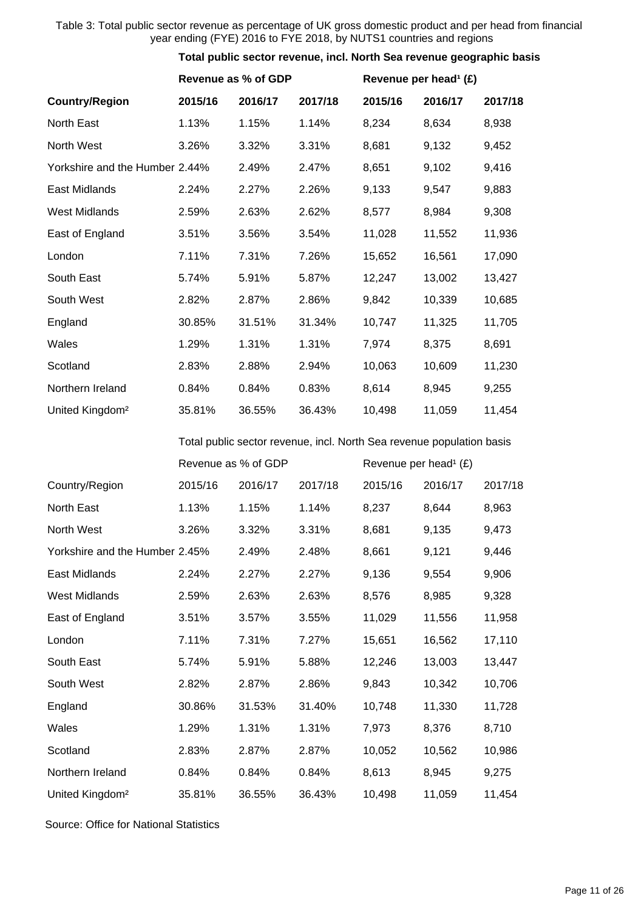Table 3: Total public sector revenue as percentage of UK gross domestic product and per head from financial year ending (FYE) 2016 to FYE 2018, by NUTS1 countries and regions

| | **Total public sector revenue, incl. North Sea revenue geographic basis** | | | | | |
|---|---|---|---|---|---|---|
| | **Revenue as % of GDP** | | | **Revenue per head[1] (£)** | | |
| **Country/Region** | **2015/16** | **2016/17** | **2017/18** | **2015/16** | **2016/17** | **2017/18** |
| North East | 1.13% | 1.15% | 1.14% | 8,234 | 8,634 | 8,938 |
| North West | 3.26% | 3.32% | 3.31% | 8,681 | 9,132 | 9,452 |
| Yorkshire and the Humber | 2.44% | 2.49% | 2.47% | 8,651 | 9,102 | 9,416 |
| East Midlands | 2.24% | 2.27% | 2.26% | 9,133 | 9,547 | 9,883 |
| West Midlands | 2.59% | 2.63% | 2.62% | 8,577 | 8,984 | 9,308 |
| East of England | 3.51% | 3.56% | 3.54% | 11,028 | 11,552 | 11,936 |
| London | 7.11% | 7.31% | 7.26% | 15,652 | 16,561 | 17,090 |
| South East | 5.74% | 5.91% | 5.87% | 12,247 | 13,002 | 13,427 |
| South West | 2.82% | 2.87% | 2.86% | 9,842 | 10,339 | 10,685 |
| England | 30.85% | 31.51% | 31.34% | 10,747 | 11,325 | 11,705 |
| Wales | 1.29% | 1.31% | 1.31% | 7,974 | 8,375 | 8,691 |
| Scotland | 2.83% | 2.88% | 2.94% | 10,063 | 10,609 | 11,230 |
| Northern Ireland | 0.84% | 0.84% | 0.83% | 8,614 | 8,945 | 9,255 |
| United Kingdom[2] | 35.81% | 36.55% | 36.43% | 10,498 | 11,059 | 11,454 |

| | Total public sector revenue, incl. North Sea revenue population basis | | | | | |
|---|---|---|---|---|---|---|
| | Revenue as % of GDP | | | Revenue per head[1] (£) | | |
| Country/Region | 2015/16 | 2016/17 | 2017/18 | 2015/16 | 2016/17 | 2017/18 |
| North East | 1.13% | 1.15% | 1.14% | 8,237 | 8,644 | 8,963 |
| North West | 3.26% | 3.32% | 3.31% | 8,681 | 9,135 | 9,473 |
| Yorkshire and the Humber | 2.45% | 2.49% | 2.48% | 8,661 | 9,121 | 9,446 |
| East Midlands | 2.24% | 2.27% | 2.27% | 9,136 | 9,554 | 9,906 |
| West Midlands | 2.59% | 2.63% | 2.63% | 8,576 | 8,985 | 9,328 |
| East of England | 3.51% | 3.57% | 3.55% | 11,029 | 11,556 | 11,958 |
| London | 7.11% | 7.31% | 7.27% | 15,651 | 16,562 | 17,110 |
| South East | 5.74% | 5.91% | 5.88% | 12,246 | 13,003 | 13,447 |
| South West | 2.82% | 2.87% | 2.86% | 9,843 | 10,342 | 10,706 |
| England | 30.86% | 31.53% | 31.40% | 10,748 | 11,330 | 11,728 |
| Wales | 1.29% | 1.31% | 1.31% | 7,973 | 8,376 | 8,710 |
| Scotland | 2.83% | 2.87% | 2.87% | 10,052 | 10,562 | 10,986 |
| Northern Ireland | 0.84% | 0.84% | 0.84% | 8,613 | 8,945 | 9,275 |
| United Kingdom[2] | 35.81% | 36.55% | 36.43% | 10,498 | 11,059 | 11,454 |

Source: Office for National Statistics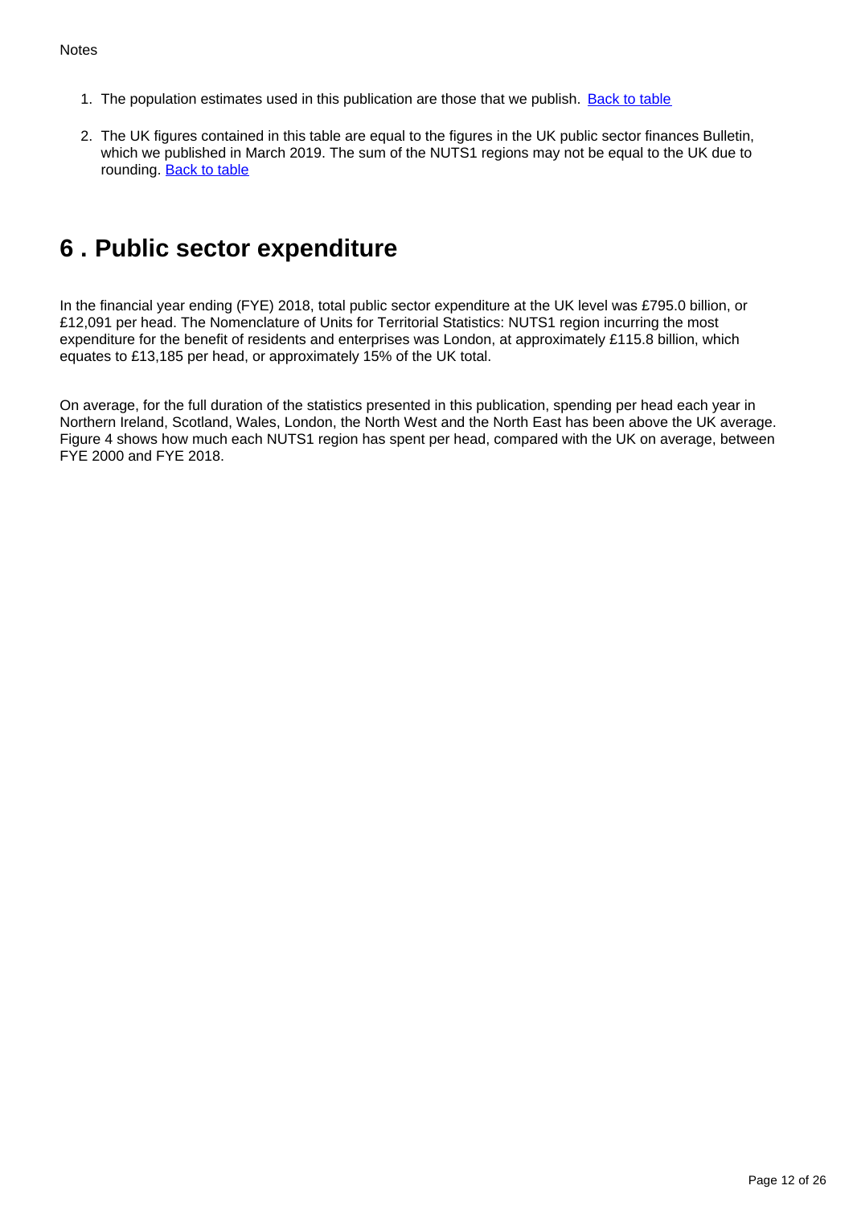Notes

1. The population estimates used in this publication are those that we publish. Back to table

2. The UK figures contained in this table are equal to the figures in the UK public sector finances Bulletin, which we published in March 2019. The sum of the NUTS1 regions may not be equal to the UK due to rounding. Back to table

## 6 . Public sector expenditure

In the financial year ending (FYE) 2018, total public sector expenditure at the UK level was £795.0 billion, or £12,091 per head. The Nomenclature of Units for Territorial Statistics: NUTS1 region incurring the most expenditure for the benefit of residents and enterprises was London, at approximately £115.8 billion, which equates to £13,185 per head, or approximately 15% of the UK total.

On average, for the full duration of the statistics presented in this publication, spending per head each year in Northern Ireland, Scotland, Wales, London, the North West and the North East has been above the UK average. Figure 4 shows how much each NUTS1 region has spent per head, compared with the UK on average, between FYE 2000 and FYE 2018.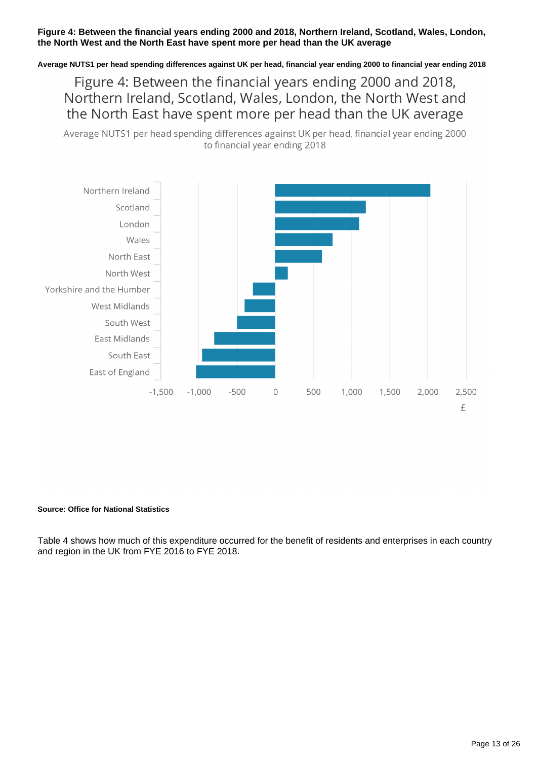**Figure 4: Between the financial years ending 2000 and 2018, Northern Ireland, Scotland, Wales, London, the North West and the North East have spent more per head than the UK average**

**Average NUTS1 per head spending differences against UK per head, financial year ending 2000 to financial year ending 2018**

Figure 4: Between the financial years ending 2000 and 2018, Northern Ireland, Scotland, Wales, London, the North West and the North East have spent more per head than the UK average

Average NUTS1 per head spending differences against UK per head, financial year ending 2000 to financial year ending 2018

Northern Ireland
Scotland
London
Wales
North East
North West
Yorkshire and the Humber
West Midlands
South West
East Midlands
South East
East of England

-1,500 -1,000 -500 0 500 1,000 1,500 2,000 2,500

£

**Source: Office for National Statistics**

Table 4 shows how much of this expenditure occurred for the benefit of residents and enterprises in each country and region in the UK from FYE 2016 to FYE 2018.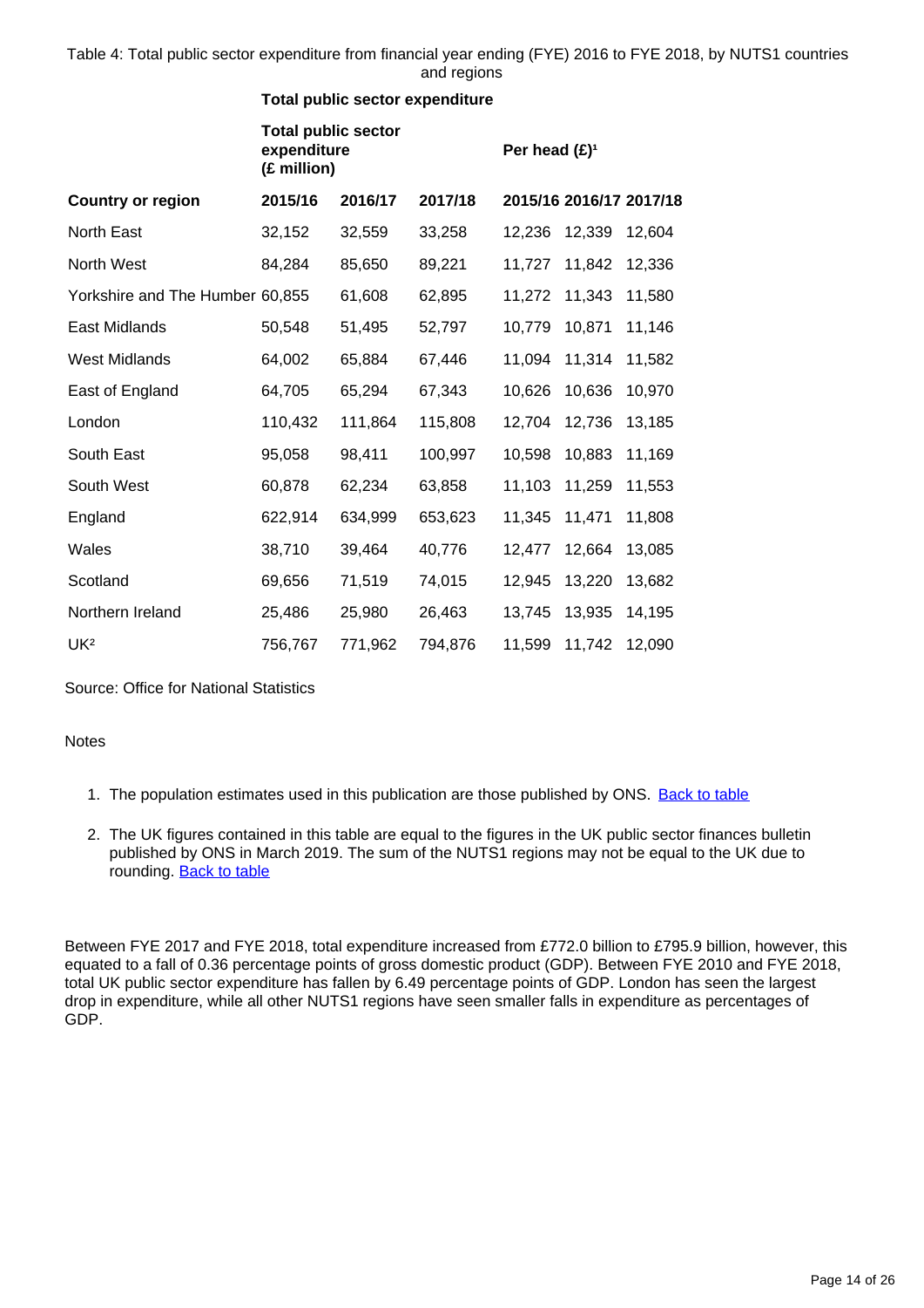Table 4: Total public sector expenditure from financial year ending (FYE) 2016 to FYE 2018, by NUTS1 countries and regions

| | Total public sector expenditure | | | | | |
|---|---|---|---|---|---|---|
| | Total public sector expenditure (£ million) | | | Per head (£)[1] | | |
| **Country or region** | **2015/16** | **2016/17** | **2017/18** | **2015/16** | **2016/17** | **2017/18** |
| North East | 32,152 | 32,559 | 33,258 | 12,236 | 12,339 | 12,604 |
| North West | 84,284 | 85,650 | 89,221 | 11,727 | 11,842 | 12,336 |
| Yorkshire and The Humber | 60,855 | 61,608 | 62,895 | 11,272 | 11,343 | 11,580 |
| East Midlands | 50,548 | 51,495 | 52,797 | 10,779 | 10,871 | 11,146 |
| West Midlands | 64,002 | 65,884 | 67,446 | 11,094 | 11,314 | 11,582 |
| East of England | 64,705 | 65,294 | 67,343 | 10,626 | 10,636 | 10,970 |
| London | 110,432 | 111,864 | 115,808 | 12,704 | 12,736 | 13,185 |
| South East | 95,058 | 98,411 | 100,997 | 10,598 | 10,883 | 11,169 |
| South West | 60,878 | 62,234 | 63,858 | 11,103 | 11,259 | 11,553 |
| England | 622,914 | 634,999 | 653,623 | 11,345 | 11,471 | 11,808 |
| Wales | 38,710 | 39,464 | 40,776 | 12,477 | 12,664 | 13,085 |
| Scotland | 69,656 | 71,519 | 74,015 | 12,945 | 13,220 | 13,682 |
| Northern Ireland | 25,486 | 25,980 | 26,463 | 13,745 | 13,935 | 14,195 |
| UK[2] | 756,767 | 771,962 | 794,876 | 11,599 | 11,742 | 12,090 |

Source: Office for National Statistics

Notes

1. The population estimates used in this publication are those published by ONS. Back to table
2. The UK figures contained in this table are equal to the figures in the UK public sector finances bulletin published by ONS in March 2019. The sum of the NUTS1 regions may not be equal to the UK due to rounding. Back to table

Between FYE 2017 and FYE 2018, total expenditure increased from £772.0 billion to £795.9 billion, however, this equated to a fall of 0.36 percentage points of gross domestic product (GDP). Between FYE 2010 and FYE 2018, total UK public sector expenditure has fallen by 6.49 percentage points of GDP. London has seen the largest drop in expenditure, while all other NUTS1 regions have seen smaller falls in expenditure as percentages of GDP.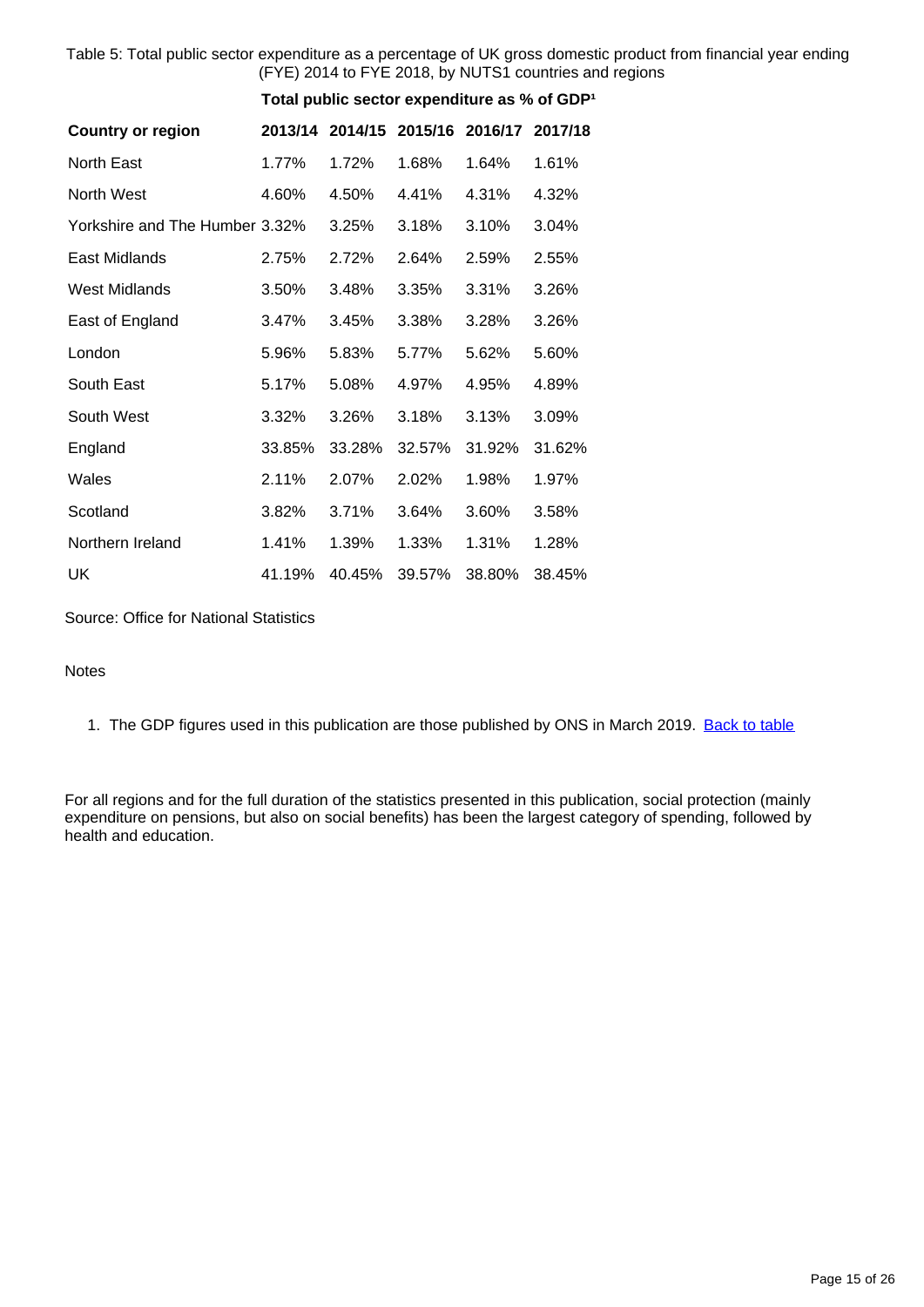Table 5: Total public sector expenditure as a percentage of UK gross domestic product from financial year ending (FYE) 2014 to FYE 2018, by NUTS1 countries and regions

| | Total public sector expenditure as % of GDP[1] | | | | |
|---|---|---|---|---|---|
| **Country or region** | **2013/14** | **2014/15** | **2015/16** | **2016/17** | **2017/18** |
| North East | 1.77% | 1.72% | 1.68% | 1.64% | 1.61% |
| North West | 4.60% | 4.50% | 4.41% | 4.31% | 4.32% |
| Yorkshire and The Humber | 3.32% | 3.25% | 3.18% | 3.10% | 3.04% |
| East Midlands | 2.75% | 2.72% | 2.64% | 2.59% | 2.55% |
| West Midlands | 3.50% | 3.48% | 3.35% | 3.31% | 3.26% |
| East of England | 3.47% | 3.45% | 3.38% | 3.28% | 3.26% |
| London | 5.96% | 5.83% | 5.77% | 5.62% | 5.60% |
| South East | 5.17% | 5.08% | 4.97% | 4.95% | 4.89% |
| South West | 3.32% | 3.26% | 3.18% | 3.13% | 3.09% |
| England | 33.85% | 33.28% | 32.57% | 31.92% | 31.62% |
| Wales | 2.11% | 2.07% | 2.02% | 1.98% | 1.97% |
| Scotland | 3.82% | 3.71% | 3.64% | 3.60% | 3.58% |
| Northern Ireland | 1.41% | 1.39% | 1.33% | 1.31% | 1.28% |
| UK | 41.19% | 40.45% | 39.57% | 38.80% | 38.45% |

Source: Office for National Statistics

Notes

1. The GDP figures used in this publication are those published by ONS in March 2019. Back to table

For all regions and for the full duration of the statistics presented in this publication, social protection (mainly expenditure on pensions, but also on social benefits) has been the largest category of spending, followed by health and education.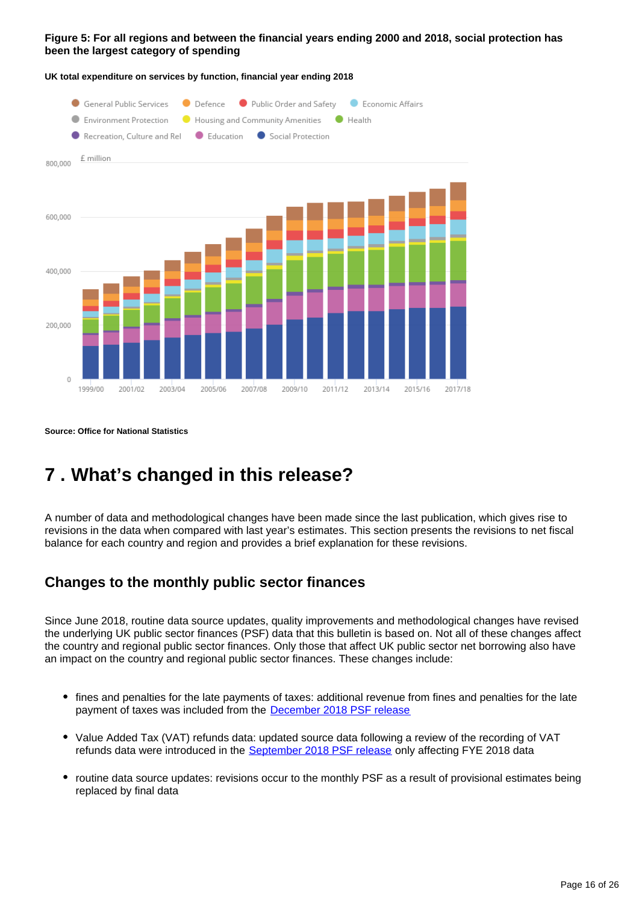**Figure 5: For all regions and between the financial years ending 2000 and 2018, social protection has been the largest category of spending**

**UK total expenditure on services by function, financial year ending 2018**

**Source: Office for National Statistics**

# 7 . What's changed in this release?

A number of data and methodological changes have been made since the last publication, which gives rise to revisions in the data when compared with last year's estimates. This section presents the revisions to net fiscal balance for each country and region and provides a brief explanation for these revisions.

## Changes to the monthly public sector finances

Since June 2018, routine data source updates, quality improvements and methodological changes have revised the underlying UK public sector finances (PSF) data that this bulletin is based on. Not all of these changes affect the country and regional public sector finances. Only those that affect UK public sector net borrowing also have an impact on the country and regional public sector finances. These changes include:

- fines and penalties for the late payments of taxes: additional revenue from fines and penalties for the late payment of taxes was included from the December 2018 PSF release
- Value Added Tax (VAT) refunds data: updated source data following a review of the recording of VAT refunds data were introduced in the September 2018 PSF release only affecting FYE 2018 data
- routine data source updates: revisions occur to the monthly PSF as a result of provisional estimates being replaced by final data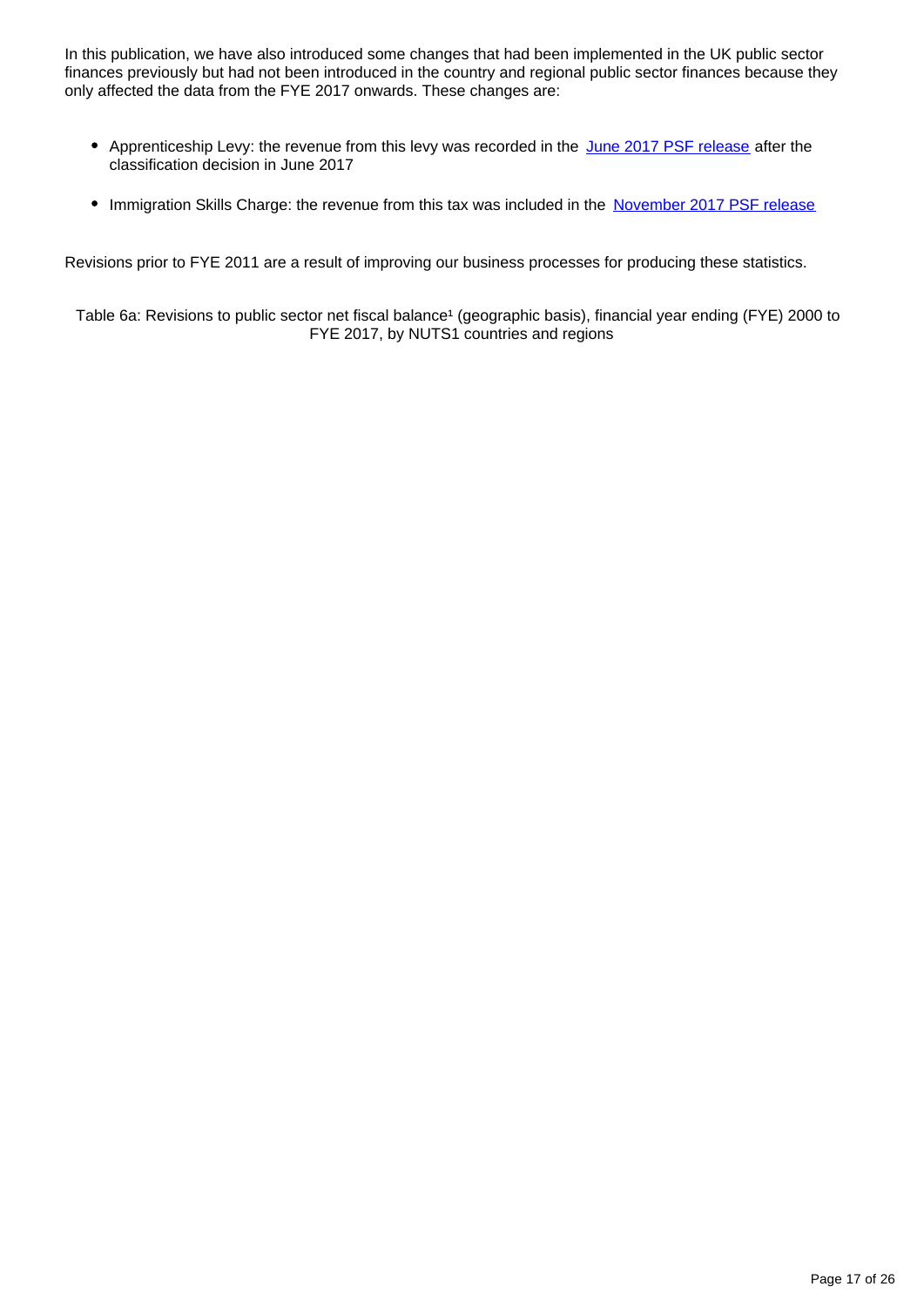In this publication, we have also introduced some changes that had been implemented in the UK public sector finances previously but had not been introduced in the country and regional public sector finances because they only affected the data from the FYE 2017 onwards. These changes are:

- Apprenticeship Levy: the revenue from this levy was recorded in the [June 2017 PSF release] after the classification decision in June 2017
- Immigration Skills Charge: the revenue from this tax was included in the [November 2017 PSF release]

Revisions prior to FYE 2011 are a result of improving our business processes for producing these statistics.

Table 6a: Revisions to public sector net fiscal balance[1] (geographic basis), financial year ending (FYE) 2000 to FYE 2017, by NUTS1 countries and regions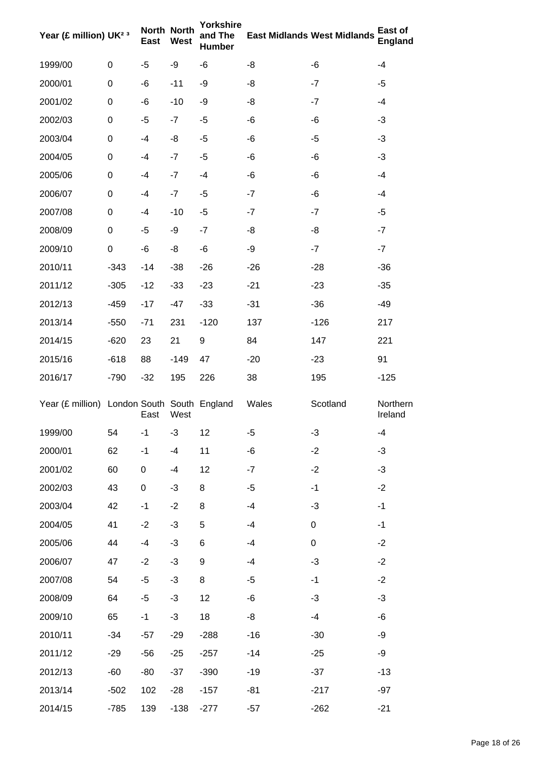| Year (£ million) | UK[2] [3] | North East | North West | Yorkshire and The Humber | East Midlands | West Midlands | East of England |
|---|---|---|---|---|---|---|---|
| 1999/00 | 0 | -5 | -9 | -6 | -8 | -6 | -4 |
| 2000/01 | 0 | -6 | -11 | -9 | -8 | -7 | -5 |
| 2001/02 | 0 | -6 | -10 | -9 | -8 | -7 | -4 |
| 2002/03 | 0 | -5 | -7 | -5 | -6 | -6 | -3 |
| 2003/04 | 0 | -4 | -8 | -5 | -6 | -5 | -3 |
| 2004/05 | 0 | -4 | -7 | -5 | -6 | -6 | -3 |
| 2005/06 | 0 | -4 | -7 | -4 | -6 | -6 | -4 |
| 2006/07 | 0 | -4 | -7 | -5 | -7 | -6 | -4 |
| 2007/08 | 0 | -4 | -10 | -5 | -7 | -7 | -5 |
| 2008/09 | 0 | -5 | -9 | -7 | -8 | -8 | -7 |
| 2009/10 | 0 | -6 | -8 | -6 | -9 | -7 | -7 |
| 2010/11 | -343 | -14 | -38 | -26 | -26 | -28 | -36 |
| 2011/12 | -305 | -12 | -33 | -23 | -21 | -23 | -35 |
| 2012/13 | -459 | -17 | -47 | -33 | -31 | -36 | -49 |
| 2013/14 | -550 | -71 | 231 | -120 | 137 | -126 | 217 |
| 2014/15 | -620 | 23 | 21 | 9 | 84 | 147 | 221 |
| 2015/16 | -618 | 88 | -149 | 47 | -20 | -23 | 91 |
| 2016/17 | -790 | -32 | 195 | 226 | 38 | 195 | -125 |

| Year (£ million) | London | South East | South West | England | Wales | Scotland | Northern Ireland |
|---|---|---|---|---|---|---|---|
| 1999/00 | 54 | -1 | -3 | 12 | -5 | -3 | -4 |
| 2000/01 | 62 | -1 | -4 | 11 | -6 | -2 | -3 |
| 2001/02 | 60 | 0 | -4 | 12 | -7 | -2 | -3 |
| 2002/03 | 43 | 0 | -3 | 8 | -5 | -1 | -2 |
| 2003/04 | 42 | -1 | -2 | 8 | -4 | -3 | -1 |
| 2004/05 | 41 | -2 | -3 | 5 | -4 | 0 | -1 |
| 2005/06 | 44 | -4 | -3 | 6 | -4 | 0 | -2 |
| 2006/07 | 47 | -2 | -3 | 9 | -4 | -3 | -2 |
| 2007/08 | 54 | -5 | -3 | 8 | -5 | -1 | -2 |
| 2008/09 | 64 | -5 | -3 | 12 | -6 | -3 | -3 |
| 2009/10 | 65 | -1 | -3 | 18 | -8 | -4 | -6 |
| 2010/11 | -34 | -57 | -29 | -288 | -16 | -30 | -9 |
| 2011/12 | -29 | -56 | -25 | -257 | -14 | -25 | -9 |
| 2012/13 | -60 | -80 | -37 | -390 | -19 | -37 | -13 |
| 2013/14 | -502 | 102 | -28 | -157 | -81 | -217 | -97 |
| 2014/15 | -785 | 139 | -138 | -277 | -57 | -262 | -21 |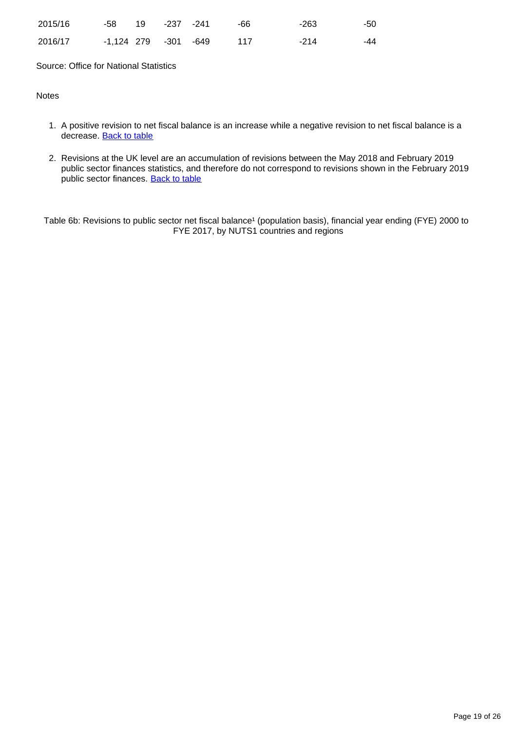| | | | | | | | |
|---|---|---|---|---|---|---|---|
| 2015/16 | -58 | 19 | -237 | -241 | -66 | -263 | -50 |
| 2016/17 | -1,124 | 279 | -301 | -649 | 117 | -214 | -44 |

Source: Office for National Statistics

Notes

1. A positive revision to net fiscal balance is an increase while a negative revision to net fiscal balance is a decrease. Back to table

2. Revisions at the UK level are an accumulation of revisions between the May 2018 and February 2019 public sector finances statistics, and therefore do not correspond to revisions shown in the February 2019 public sector finances. Back to table

Table 6b: Revisions to public sector net fiscal balance¹ (population basis), financial year ending (FYE) 2000 to FYE 2017, by NUTS1 countries and regions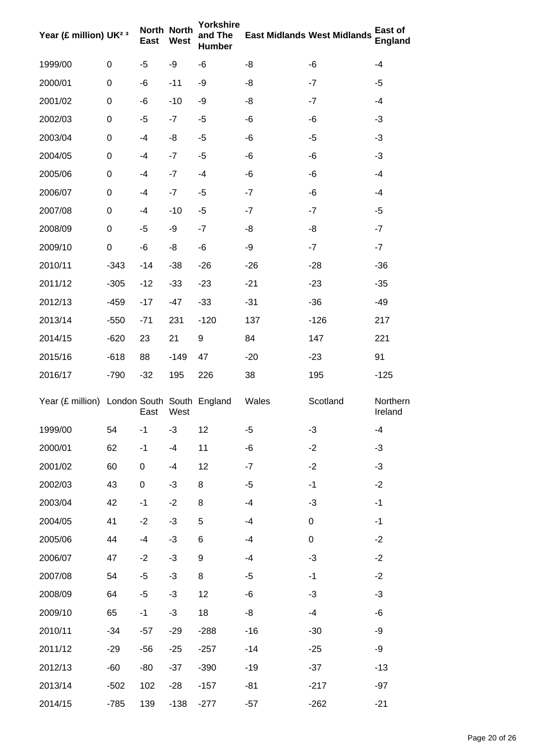| Year (£ million) | UK[2 3] | North East | North West | Yorkshire and The Humber | East Midlands | West Midlands | East of England |
|---|---|---|---|---|---|---|---|
| 1999/00 | 0 | -5 | -9 | -6 | -8 | -6 | -4 |
| 2000/01 | 0 | -6 | -11 | -9 | -8 | -7 | -5 |
| 2001/02 | 0 | -6 | -10 | -9 | -8 | -7 | -4 |
| 2002/03 | 0 | -5 | -7 | -5 | -6 | -6 | -3 |
| 2003/04 | 0 | -4 | -8 | -5 | -6 | -5 | -3 |
| 2004/05 | 0 | -4 | -7 | -5 | -6 | -6 | -3 |
| 2005/06 | 0 | -4 | -7 | -4 | -6 | -6 | -4 |
| 2006/07 | 0 | -4 | -7 | -5 | -7 | -6 | -4 |
| 2007/08 | 0 | -4 | -10 | -5 | -7 | -7 | -5 |
| 2008/09 | 0 | -5 | -9 | -7 | -8 | -8 | -7 |
| 2009/10 | 0 | -6 | -8 | -6 | -9 | -7 | -7 |
| 2010/11 | -343 | -14 | -38 | -26 | -26 | -28 | -36 |
| 2011/12 | -305 | -12 | -33 | -23 | -21 | -23 | -35 |
| 2012/13 | -459 | -17 | -47 | -33 | -31 | -36 | -49 |
| 2013/14 | -550 | -71 | 231 | -120 | 137 | -126 | 217 |
| 2014/15 | -620 | 23 | 21 | 9 | 84 | 147 | 221 |
| 2015/16 | -618 | 88 | -149 | 47 | -20 | -23 | 91 |
| 2016/17 | -790 | -32 | 195 | 226 | 38 | 195 | -125 |

| Year (£ million) | London | South East | South West | England | Wales | Scotland | Northern Ireland |
|---|---|---|---|---|---|---|---|
| 1999/00 | 54 | -1 | -3 | 12 | -5 | -3 | -4 |
| 2000/01 | 62 | -1 | -4 | 11 | -6 | -2 | -3 |
| 2001/02 | 60 | 0 | -4 | 12 | -7 | -2 | -3 |
| 2002/03 | 43 | 0 | -3 | 8 | -5 | -1 | -2 |
| 2003/04 | 42 | -1 | -2 | 8 | -4 | -3 | -1 |
| 2004/05 | 41 | -2 | -3 | 5 | -4 | 0 | -1 |
| 2005/06 | 44 | -4 | -3 | 6 | -4 | 0 | -2 |
| 2006/07 | 47 | -2 | -3 | 9 | -4 | -3 | -2 |
| 2007/08 | 54 | -5 | -3 | 8 | -5 | -1 | -2 |
| 2008/09 | 64 | -5 | -3 | 12 | -6 | -3 | -3 |
| 2009/10 | 65 | -1 | -3 | 18 | -8 | -4 | -6 |
| 2010/11 | -34 | -57 | -29 | -288 | -16 | -30 | -9 |
| 2011/12 | -29 | -56 | -25 | -257 | -14 | -25 | -9 |
| 2012/13 | -60 | -80 | -37 | -390 | -19 | -37 | -13 |
| 2013/14 | -502 | 102 | -28 | -157 | -81 | -217 | -97 |
| 2014/15 | -785 | 139 | -138 | -277 | -57 | -262 | -21 |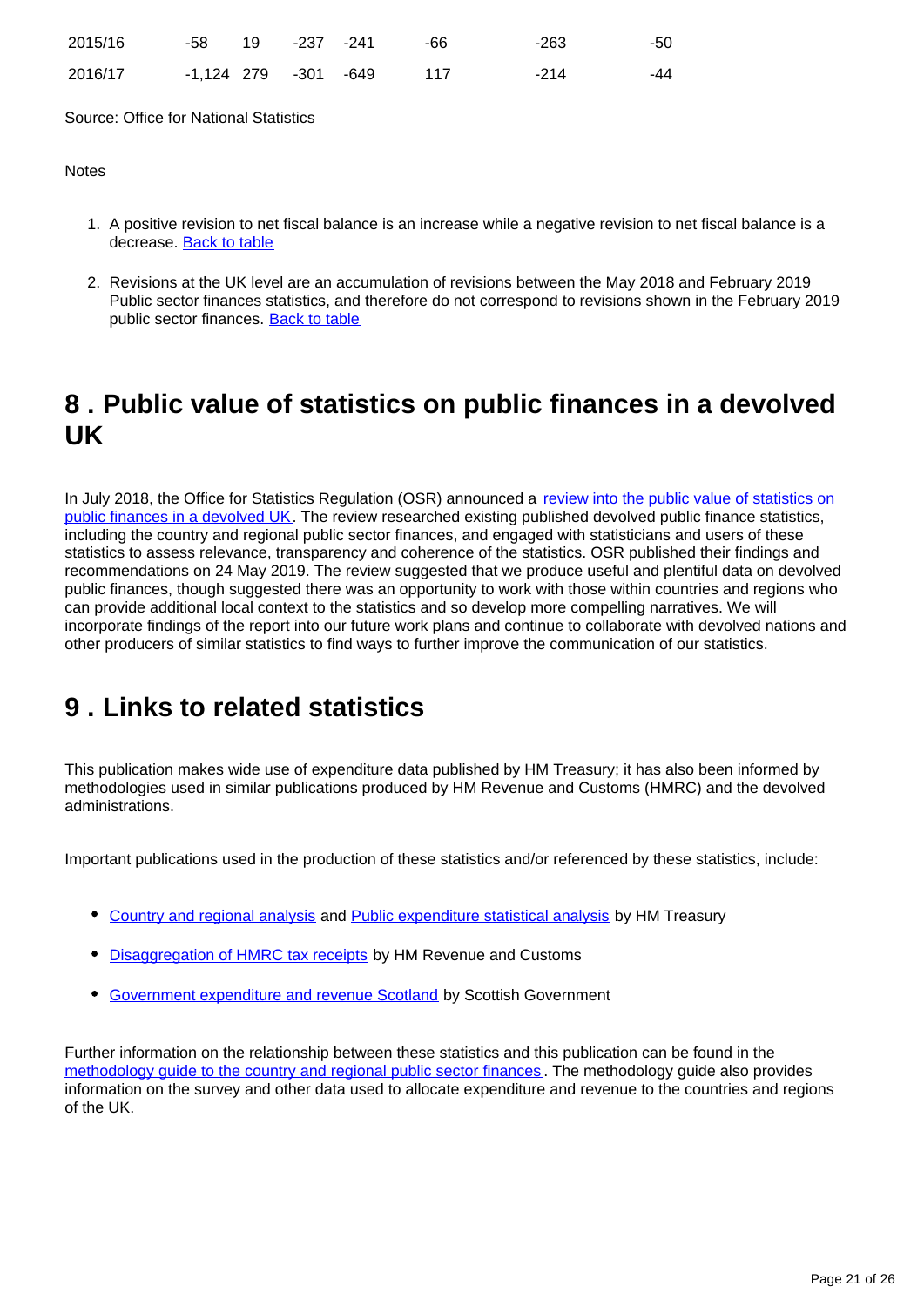| | | | | | | | |
|---|---|---|---|---|---|---|---|
| 2015/16 | -58 | 19 | -237 | -241 | -66 | -263 | -50 |
| 2016/17 | -1,124 | 279 | -301 | -649 | 117 | -214 | -44 |

Source: Office for National Statistics

Notes

1. A positive revision to net fiscal balance is an increase while a negative revision to net fiscal balance is a decrease. Back to table

2. Revisions at the UK level are an accumulation of revisions between the May 2018 and February 2019 Public sector finances statistics, and therefore do not correspond to revisions shown in the February 2019 public sector finances. Back to table

## 8 . Public value of statistics on public finances in a devolved UK

In July 2018, the Office for Statistics Regulation (OSR) announced a review into the public value of statistics on public finances in a devolved UK. The review researched existing published devolved public finance statistics, including the country and regional public sector finances, and engaged with statisticians and users of these statistics to assess relevance, transparency and coherence of the statistics. OSR published their findings and recommendations on 24 May 2019. The review suggested that we produce useful and plentiful data on devolved public finances, though suggested there was an opportunity to work with those within countries and regions who can provide additional local context to the statistics and so develop more compelling narratives. We will incorporate findings of the report into our future work plans and continue to collaborate with devolved nations and other producers of similar statistics to find ways to further improve the communication of our statistics.

## 9 . Links to related statistics

This publication makes wide use of expenditure data published by HM Treasury; it has also been informed by methodologies used in similar publications produced by HM Revenue and Customs (HMRC) and the devolved administrations.

Important publications used in the production of these statistics and/or referenced by these statistics, include:

- Country and regional analysis and Public expenditure statistical analysis by HM Treasury
- Disaggregation of HMRC tax receipts by HM Revenue and Customs
- Government expenditure and revenue Scotland by Scottish Government

Further information on the relationship between these statistics and this publication can be found in the methodology guide to the country and regional public sector finances. The methodology guide also provides information on the survey and other data used to allocate expenditure and revenue to the countries and regions of the UK.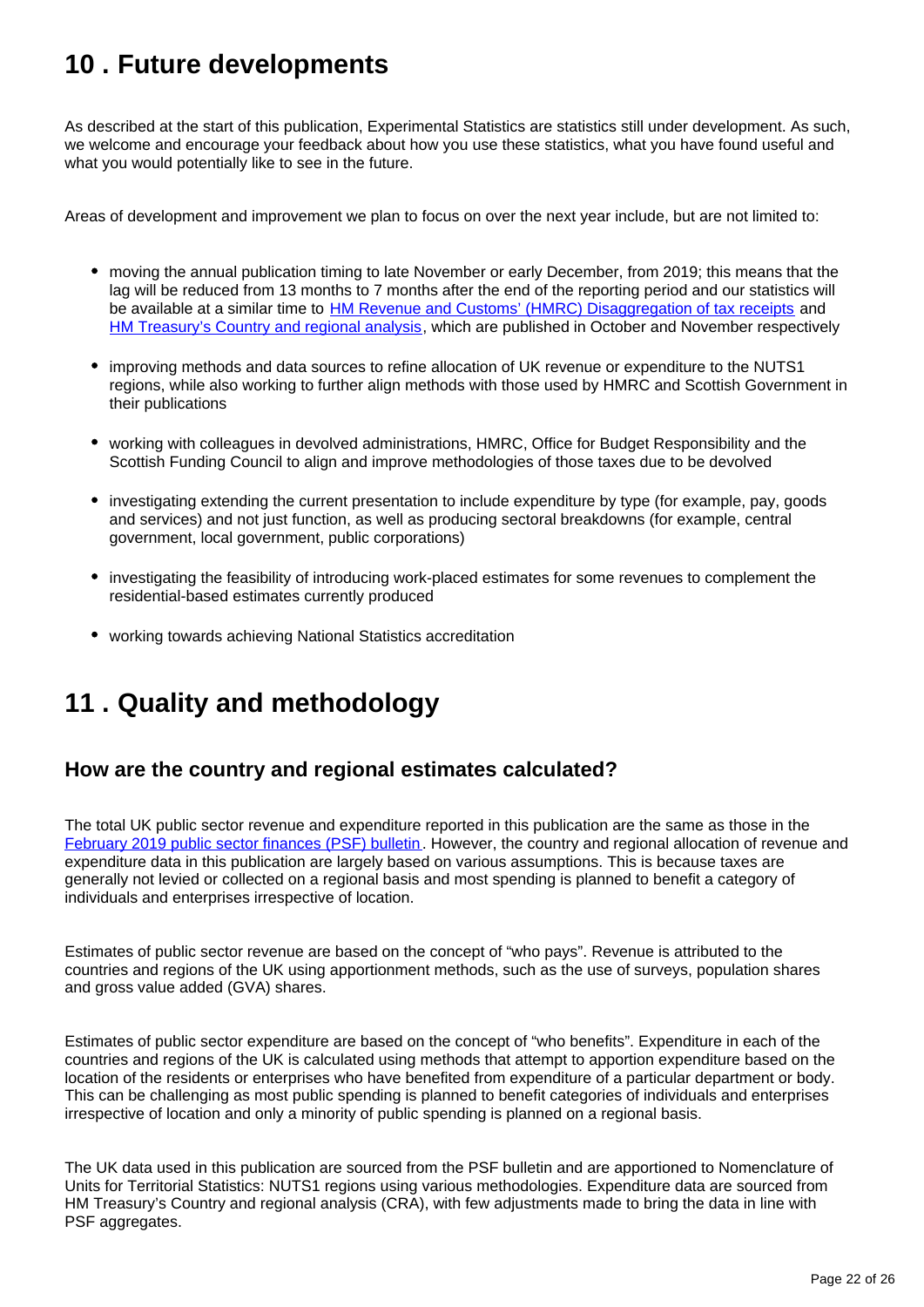## 10 . Future developments

As described at the start of this publication, Experimental Statistics are statistics still under development. As such, we welcome and encourage your feedback about how you use these statistics, what you have found useful and what you would potentially like to see in the future.

Areas of development and improvement we plan to focus on over the next year include, but are not limited to:

- moving the annual publication timing to late November or early December, from 2019; this means that the lag will be reduced from 13 months to 7 months after the end of the reporting period and our statistics will be available at a similar time to HM Revenue and Customs' (HMRC) Disaggregation of tax receipts and HM Treasury's Country and regional analysis, which are published in October and November respectively
- improving methods and data sources to refine allocation of UK revenue or expenditure to the NUTS1 regions, while also working to further align methods with those used by HMRC and Scottish Government in their publications
- working with colleagues in devolved administrations, HMRC, Office for Budget Responsibility and the Scottish Funding Council to align and improve methodologies of those taxes due to be devolved
- investigating extending the current presentation to include expenditure by type (for example, pay, goods and services) and not just function, as well as producing sectoral breakdowns (for example, central government, local government, public corporations)
- investigating the feasibility of introducing work-placed estimates for some revenues to complement the residential-based estimates currently produced
- working towards achieving National Statistics accreditation

## 11 . Quality and methodology

### How are the country and regional estimates calculated?

The total UK public sector revenue and expenditure reported in this publication are the same as those in the February 2019 public sector finances (PSF) bulletin. However, the country and regional allocation of revenue and expenditure data in this publication are largely based on various assumptions. This is because taxes are generally not levied or collected on a regional basis and most spending is planned to benefit a category of individuals and enterprises irrespective of location.

Estimates of public sector revenue are based on the concept of "who pays". Revenue is attributed to the countries and regions of the UK using apportionment methods, such as the use of surveys, population shares and gross value added (GVA) shares.

Estimates of public sector expenditure are based on the concept of "who benefits". Expenditure in each of the countries and regions of the UK is calculated using methods that attempt to apportion expenditure based on the location of the residents or enterprises who have benefited from expenditure of a particular department or body. This can be challenging as most public spending is planned to benefit categories of individuals and enterprises irrespective of location and only a minority of public spending is planned on a regional basis.

The UK data used in this publication are sourced from the PSF bulletin and are apportioned to Nomenclature of Units for Territorial Statistics: NUTS1 regions using various methodologies. Expenditure data are sourced from HM Treasury's Country and regional analysis (CRA), with few adjustments made to bring the data in line with PSF aggregates.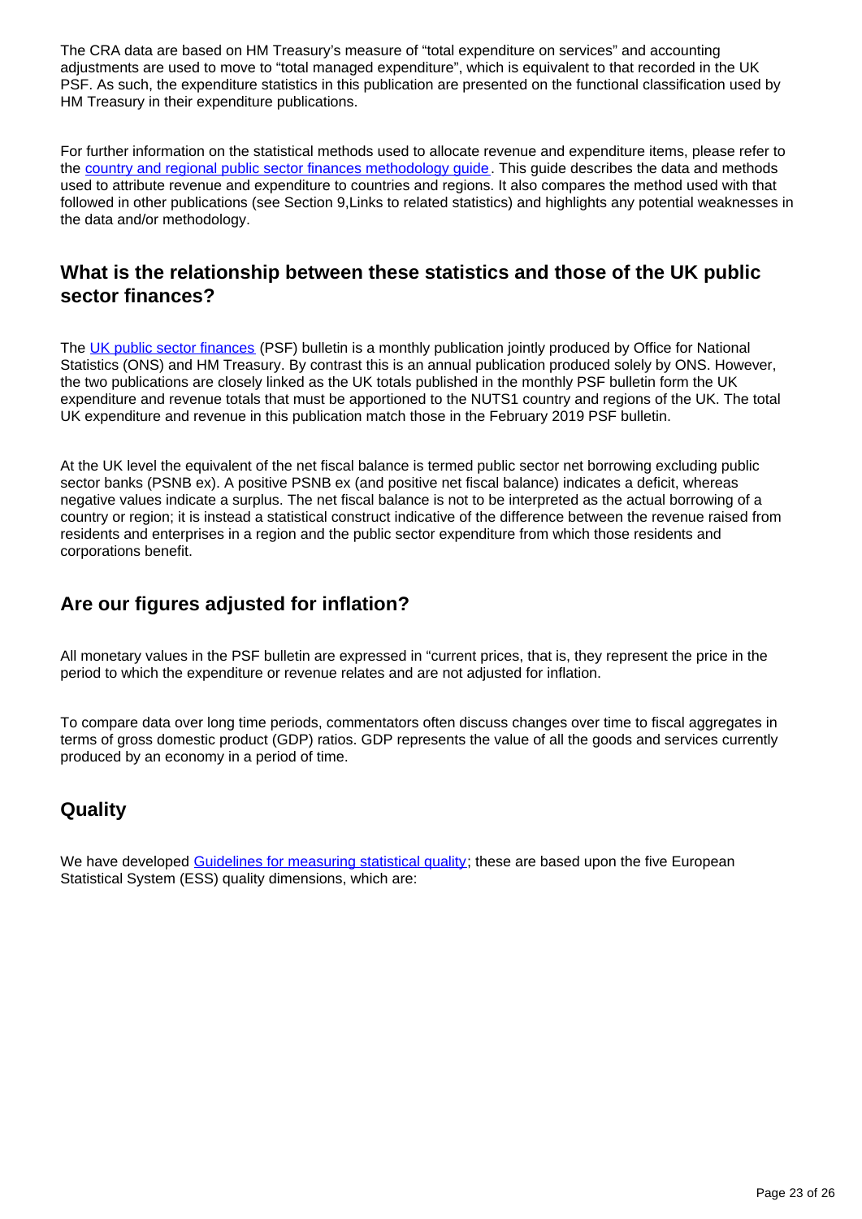The CRA data are based on HM Treasury's measure of "total expenditure on services" and accounting adjustments are used to move to "total managed expenditure", which is equivalent to that recorded in the UK PSF. As such, the expenditure statistics in this publication are presented on the functional classification used by HM Treasury in their expenditure publications.

For further information on the statistical methods used to allocate revenue and expenditure items, please refer to the [country and regional public sector finances methodology guide](). This guide describes the data and methods used to attribute revenue and expenditure to countries and regions. It also compares the method used with that followed in other publications (see Section 9,Links to related statistics) and highlights any potential weaknesses in the data and/or methodology.

## What is the relationship between these statistics and those of the UK public sector finances?

The [UK public sector finances]() (PSF) bulletin is a monthly publication jointly produced by Office for National Statistics (ONS) and HM Treasury. By contrast this is an annual publication produced solely by ONS. However, the two publications are closely linked as the UK totals published in the monthly PSF bulletin form the UK expenditure and revenue totals that must be apportioned to the NUTS1 country and regions of the UK. The total UK expenditure and revenue in this publication match those in the February 2019 PSF bulletin.

At the UK level the equivalent of the net fiscal balance is termed public sector net borrowing excluding public sector banks (PSNB ex). A positive PSNB ex (and positive net fiscal balance) indicates a deficit, whereas negative values indicate a surplus. The net fiscal balance is not to be interpreted as the actual borrowing of a country or region; it is instead a statistical construct indicative of the difference between the revenue raised from residents and enterprises in a region and the public sector expenditure from which those residents and corporations benefit.

## Are our figures adjusted for inflation?

All monetary values in the PSF bulletin are expressed in "current prices, that is, they represent the price in the period to which the expenditure or revenue relates and are not adjusted for inflation.

To compare data over long time periods, commentators often discuss changes over time to fiscal aggregates in terms of gross domestic product (GDP) ratios. GDP represents the value of all the goods and services currently produced by an economy in a period of time.

## Quality

We have developed [Guidelines for measuring statistical quality](); these are based upon the five European Statistical System (ESS) quality dimensions, which are: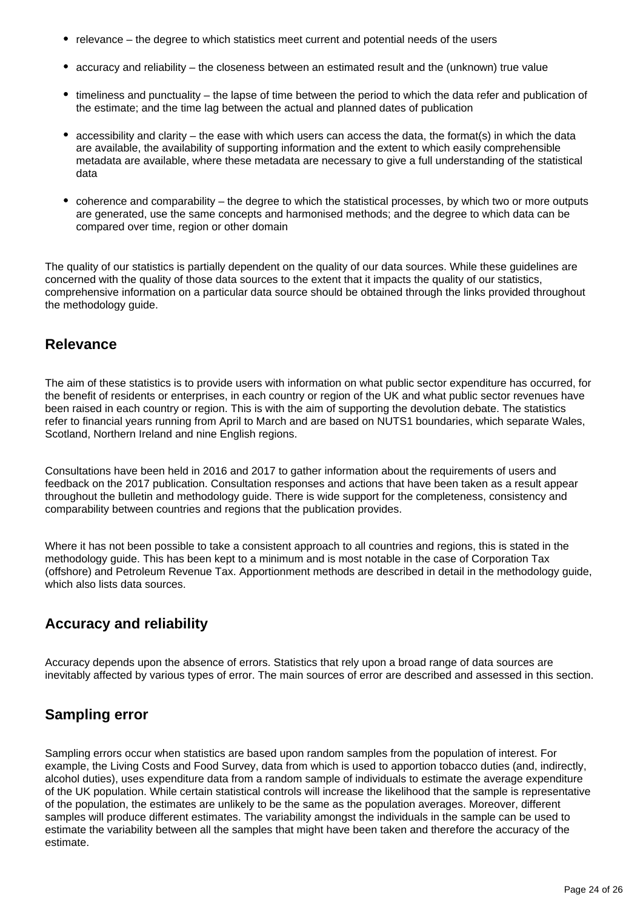- relevance – the degree to which statistics meet current and potential needs of the users
- accuracy and reliability – the closeness between an estimated result and the (unknown) true value
- timeliness and punctuality – the lapse of time between the period to which the data refer and publication of the estimate; and the time lag between the actual and planned dates of publication
- accessibility and clarity – the ease with which users can access the data, the format(s) in which the data are available, the availability of supporting information and the extent to which easily comprehensible metadata are available, where these metadata are necessary to give a full understanding of the statistical data
- coherence and comparability – the degree to which the statistical processes, by which two or more outputs are generated, use the same concepts and harmonised methods; and the degree to which data can be compared over time, region or other domain

The quality of our statistics is partially dependent on the quality of our data sources. While these guidelines are concerned with the quality of those data sources to the extent that it impacts the quality of our statistics, comprehensive information on a particular data source should be obtained through the links provided throughout the methodology guide.

## Relevance

The aim of these statistics is to provide users with information on what public sector expenditure has occurred, for the benefit of residents or enterprises, in each country or region of the UK and what public sector revenues have been raised in each country or region. This is with the aim of supporting the devolution debate. The statistics refer to financial years running from April to March and are based on NUTS1 boundaries, which separate Wales, Scotland, Northern Ireland and nine English regions.

Consultations have been held in 2016 and 2017 to gather information about the requirements of users and feedback on the 2017 publication. Consultation responses and actions that have been taken as a result appear throughout the bulletin and methodology guide. There is wide support for the completeness, consistency and comparability between countries and regions that the publication provides.

Where it has not been possible to take a consistent approach to all countries and regions, this is stated in the methodology guide. This has been kept to a minimum and is most notable in the case of Corporation Tax (offshore) and Petroleum Revenue Tax. Apportionment methods are described in detail in the methodology guide, which also lists data sources.

## Accuracy and reliability

Accuracy depends upon the absence of errors. Statistics that rely upon a broad range of data sources are inevitably affected by various types of error. The main sources of error are described and assessed in this section.

## Sampling error

Sampling errors occur when statistics are based upon random samples from the population of interest. For example, the Living Costs and Food Survey, data from which is used to apportion tobacco duties (and, indirectly, alcohol duties), uses expenditure data from a random sample of individuals to estimate the average expenditure of the UK population. While certain statistical controls will increase the likelihood that the sample is representative of the population, the estimates are unlikely to be the same as the population averages. Moreover, different samples will produce different estimates. The variability amongst the individuals in the sample can be used to estimate the variability between all the samples that might have been taken and therefore the accuracy of the estimate.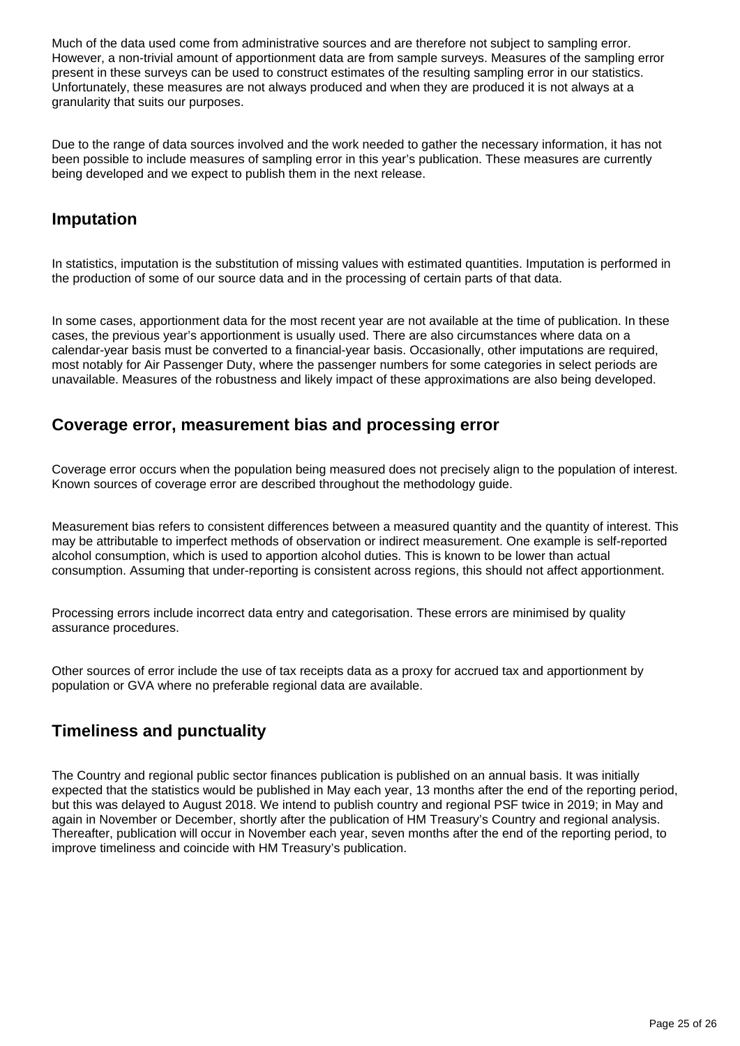Much of the data used come from administrative sources and are therefore not subject to sampling error. However, a non-trivial amount of apportionment data are from sample surveys. Measures of the sampling error present in these surveys can be used to construct estimates of the resulting sampling error in our statistics. Unfortunately, these measures are not always produced and when they are produced it is not always at a granularity that suits our purposes.

Due to the range of data sources involved and the work needed to gather the necessary information, it has not been possible to include measures of sampling error in this year's publication. These measures are currently being developed and we expect to publish them in the next release.

## Imputation

In statistics, imputation is the substitution of missing values with estimated quantities. Imputation is performed in the production of some of our source data and in the processing of certain parts of that data.

In some cases, apportionment data for the most recent year are not available at the time of publication. In these cases, the previous year's apportionment is usually used. There are also circumstances where data on a calendar-year basis must be converted to a financial-year basis. Occasionally, other imputations are required, most notably for Air Passenger Duty, where the passenger numbers for some categories in select periods are unavailable. Measures of the robustness and likely impact of these approximations are also being developed.

## Coverage error, measurement bias and processing error

Coverage error occurs when the population being measured does not precisely align to the population of interest. Known sources of coverage error are described throughout the methodology guide.

Measurement bias refers to consistent differences between a measured quantity and the quantity of interest. This may be attributable to imperfect methods of observation or indirect measurement. One example is self-reported alcohol consumption, which is used to apportion alcohol duties. This is known to be lower than actual consumption. Assuming that under-reporting is consistent across regions, this should not affect apportionment.

Processing errors include incorrect data entry and categorisation. These errors are minimised by quality assurance procedures.

Other sources of error include the use of tax receipts data as a proxy for accrued tax and apportionment by population or GVA where no preferable regional data are available.

## Timeliness and punctuality

The Country and regional public sector finances publication is published on an annual basis. It was initially expected that the statistics would be published in May each year, 13 months after the end of the reporting period, but this was delayed to August 2018. We intend to publish country and regional PSF twice in 2019; in May and again in November or December, shortly after the publication of HM Treasury's Country and regional analysis. Thereafter, publication will occur in November each year, seven months after the end of the reporting period, to improve timeliness and coincide with HM Treasury's publication.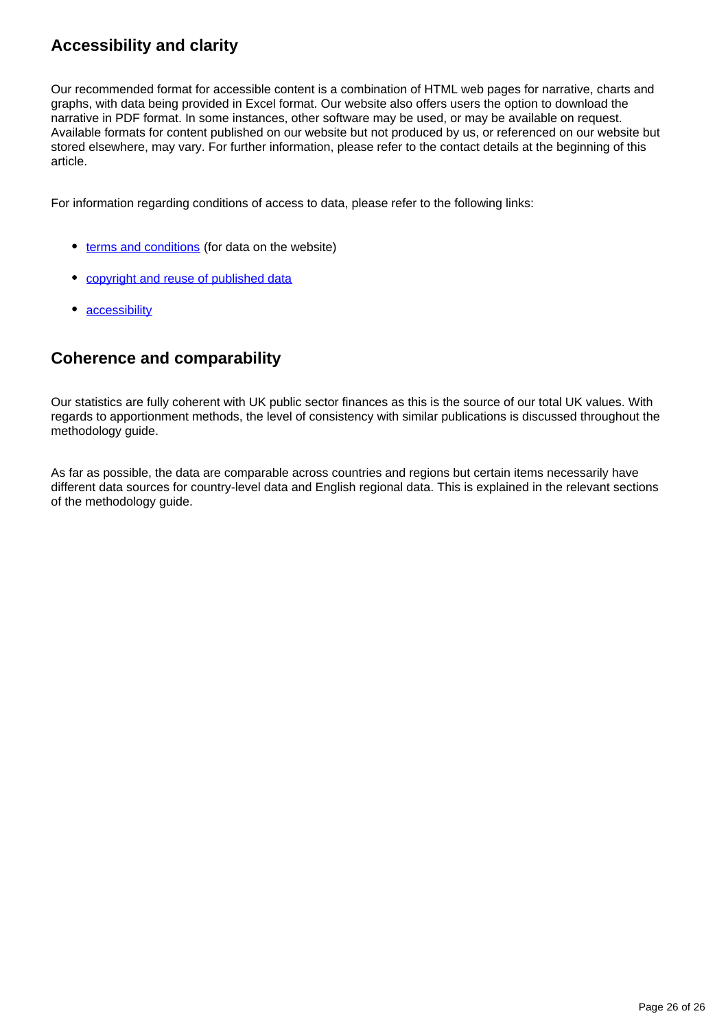## Accessibility and clarity

Our recommended format for accessible content is a combination of HTML web pages for narrative, charts and graphs, with data being provided in Excel format. Our website also offers users the option to download the narrative in PDF format. In some instances, other software may be used, or may be available on request. Available formats for content published on our website but not produced by us, or referenced on our website but stored elsewhere, may vary. For further information, please refer to the contact details at the beginning of this article.

For information regarding conditions of access to data, please refer to the following links:

- terms and conditions (for data on the website)
- copyright and reuse of published data
- accessibility

## Coherence and comparability

Our statistics are fully coherent with UK public sector finances as this is the source of our total UK values. With regards to apportionment methods, the level of consistency with similar publications is discussed throughout the methodology guide.

As far as possible, the data are comparable across countries and regions but certain items necessarily have different data sources for country-level data and English regional data. This is explained in the relevant sections of the methodology guide.